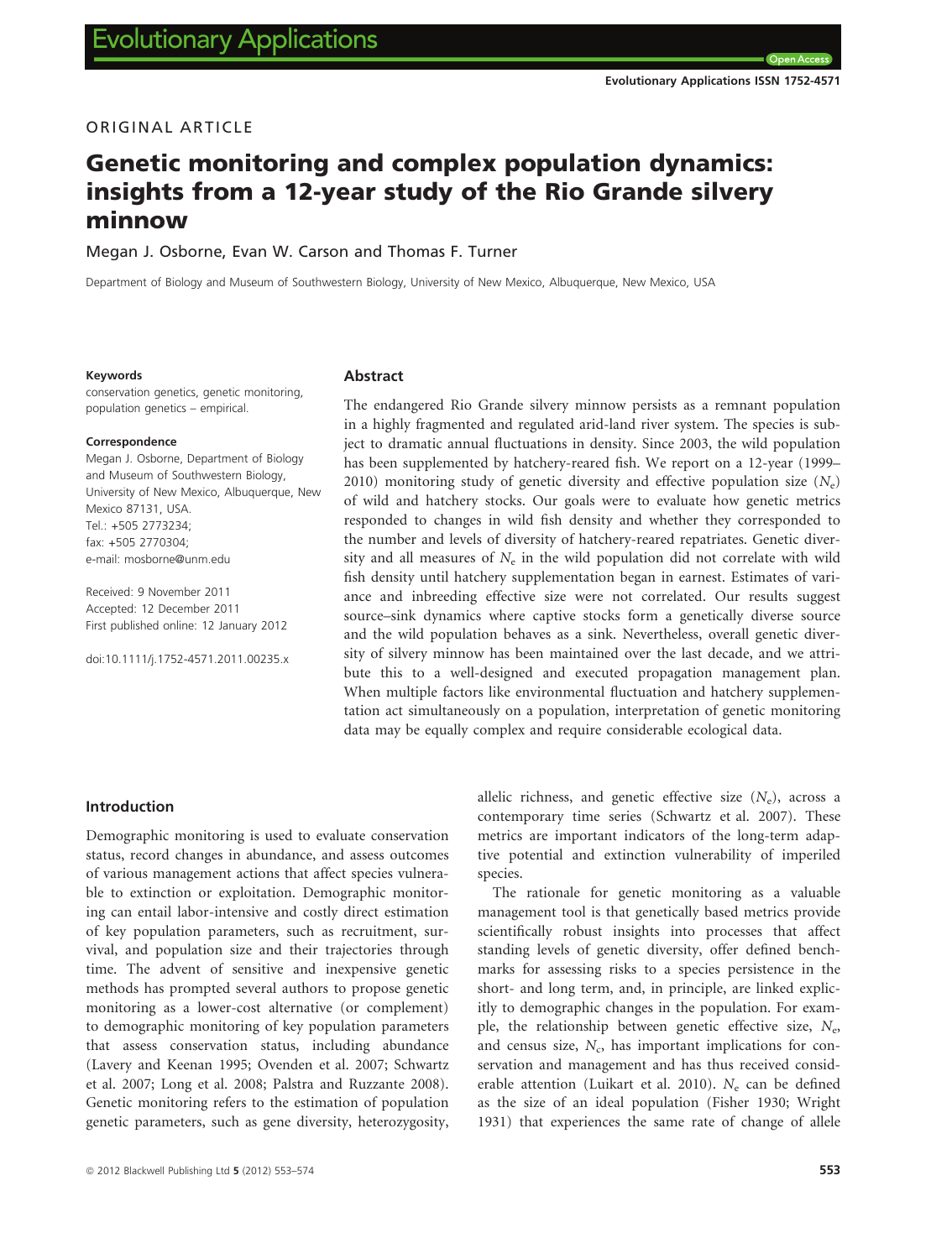ORIGINAL ARTICLE

# Genetic monitoring and complex population dynamics: insights from a 12-year study of the Rio Grande silvery minnow

Megan J. Osborne, Evan W. Carson and Thomas F. Turner

Department of Biology and Museum of Southwestern Biology, University of New Mexico, Albuquerque, New Mexico, USA

**Keywords**

conservation genetics, genetic monitoring, population genetics – empirical.

**Correspondence**

Megan J. Osborne, Department of Biology and Museum of Southwestern Biology, University of New Mexico, Albuquerque, New Mexico 87131, USA.
Tel.: +505 2773234;
fax: +505 2770304;
e-mail: mosborne@unm.edu

Received: 9 November 2011
Accepted: 12 December 2011
First published online: 12 January 2012

doi:10.1111/j.1752-4571.2011.00235.x

## Abstract

The endangered Rio Grande silvery minnow persists as a remnant population in a highly fragmented and regulated arid-land river system. The species is subject to dramatic annual fluctuations in density. Since 2003, the wild population has been supplemented by hatchery-reared fish. We report on a 12-year (1999–2010) monitoring study of genetic diversity and effective population size ($N_e$) of wild and hatchery stocks. Our goals were to evaluate how genetic metrics responded to changes in wild fish density and whether they corresponded to the number and levels of diversity of hatchery-reared repatriates. Genetic diversity and all measures of $N_e$ in the wild population did not correlate with wild fish density until hatchery supplementation began in earnest. Estimates of variance and inbreeding effective size were not correlated. Our results suggest source–sink dynamics where captive stocks form a genetically diverse source and the wild population behaves as a sink. Nevertheless, overall genetic diversity of silvery minnow has been maintained over the last decade, and we attribute this to a well-designed and executed propagation management plan. When multiple factors like environmental fluctuation and hatchery supplementation act simultaneously on a population, interpretation of genetic monitoring data may be equally complex and require considerable ecological data.

## Introduction

Demographic monitoring is used to evaluate conservation status, record changes in abundance, and assess outcomes of various management actions that affect species vulnerable to extinction or exploitation. Demographic monitoring can entail labor-intensive and costly direct estimation of key population parameters, such as recruitment, survival, and population size and their trajectories through time. The advent of sensitive and inexpensive genetic methods has prompted several authors to propose genetic monitoring as a lower-cost alternative (or complement) to demographic monitoring of key population parameters that assess conservation status, including abundance (Lavery and Keenan 1995; Ovenden et al. 2007; Schwartz et al. 2007; Long et al. 2008; Palstra and Ruzzante 2008). Genetic monitoring refers to the estimation of population genetic parameters, such as gene diversity, heterozygosity, allelic richness, and genetic effective size ($N_e$), across a contemporary time series (Schwartz et al. 2007). These metrics are important indicators of the long-term adaptive potential and extinction vulnerability of imperiled species.

The rationale for genetic monitoring as a valuable management tool is that genetically based metrics provide scientifically robust insights into processes that affect standing levels of genetic diversity, offer defined benchmarks for assessing risks to a species persistence in the short- and long term, and, in principle, are linked explicitly to demographic changes in the population. For example, the relationship between genetic effective size, $N_e$, and census size, $N_c$, has important implications for conservation and management and has thus received considerable attention (Luikart et al. 2010). $N_e$ can be defined as the size of an ideal population (Fisher 1930; Wright 1931) that experiences the same rate of change of allele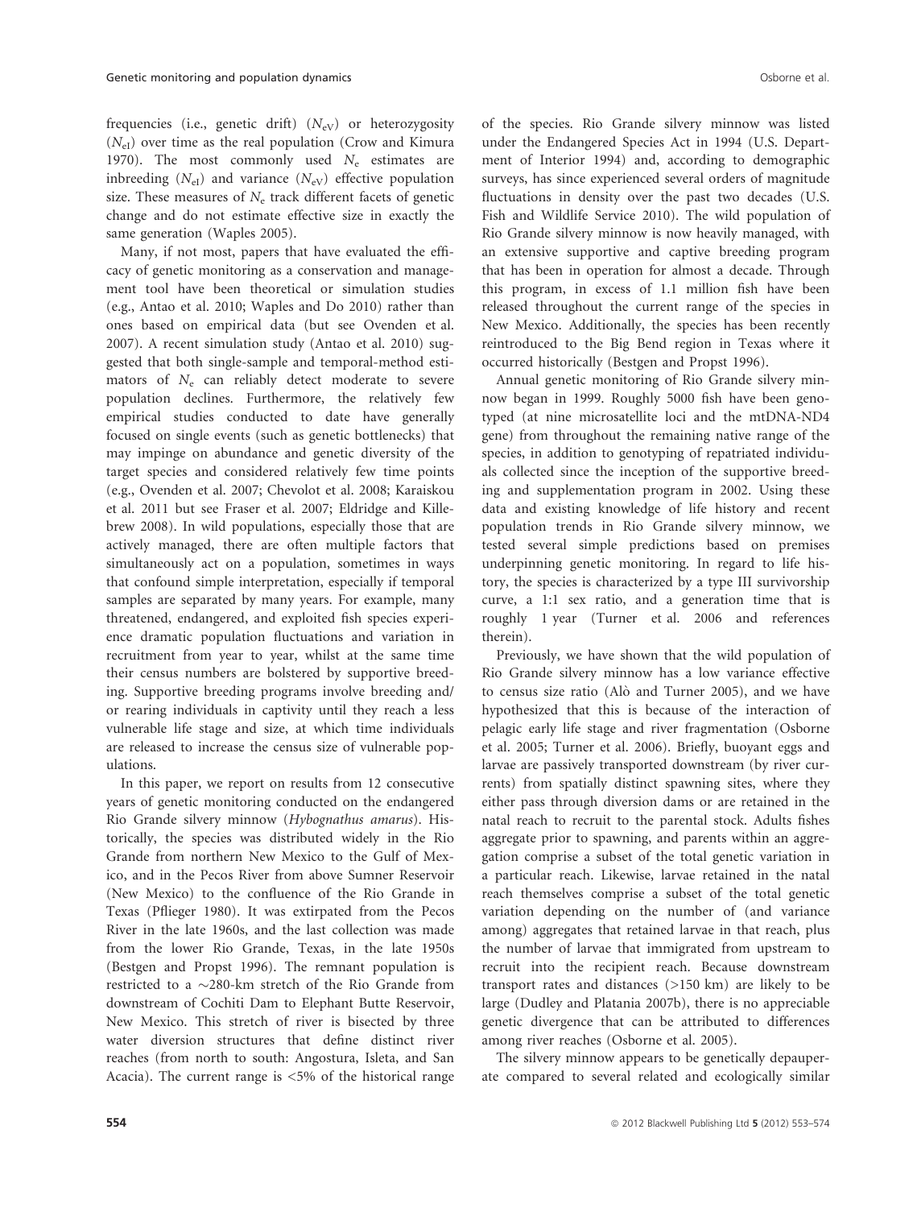frequencies (i.e., genetic drift) ($N_{eV}$) or heterozygosity ($N_{eI}$) over time as the real population (Crow and Kimura 1970). The most commonly used $N_e$ estimates are inbreeding ($N_{eI}$) and variance ($N_{eV}$) effective population size. These measures of $N_e$ track different facets of genetic change and do not estimate effective size in exactly the same generation (Waples 2005).

Many, if not most, papers that have evaluated the efficacy of genetic monitoring as a conservation and management tool have been theoretical or simulation studies (e.g., Antao et al. 2010; Waples and Do 2010) rather than ones based on empirical data (but see Ovenden et al. 2007). A recent simulation study (Antao et al. 2010) suggested that both single-sample and temporal-method estimators of $N_e$ can reliably detect moderate to severe population declines. Furthermore, the relatively few empirical studies conducted to date have generally focused on single events (such as genetic bottlenecks) that may impinge on abundance and genetic diversity of the target species and considered relatively few time points (e.g., Ovenden et al. 2007; Chevolot et al. 2008; Karaiskou et al. 2011 but see Fraser et al. 2007; Eldridge and Killebrew 2008). In wild populations, especially those that are actively managed, there are often multiple factors that simultaneously act on a population, sometimes in ways that confound simple interpretation, especially if temporal samples are separated by many years. For example, many threatened, endangered, and exploited fish species experience dramatic population fluctuations and variation in recruitment from year to year, whilst at the same time their census numbers are bolstered by supportive breeding. Supportive breeding programs involve breeding and/or rearing individuals in captivity until they reach a less vulnerable life stage and size, at which time individuals are released to increase the census size of vulnerable populations.

In this paper, we report on results from 12 consecutive years of genetic monitoring conducted on the endangered Rio Grande silvery minnow (*Hybognathus amarus*). Historically, the species was distributed widely in the Rio Grande from northern New Mexico to the Gulf of Mexico, and in the Pecos River from above Sumner Reservoir (New Mexico) to the confluence of the Rio Grande in Texas (Pflieger 1980). It was extirpated from the Pecos River in the late 1960s, and the last collection was made from the lower Rio Grande, Texas, in the late 1950s (Bestgen and Propst 1996). The remnant population is restricted to a ~280-km stretch of the Rio Grande from downstream of Cochiti Dam to Elephant Butte Reservoir, New Mexico. This stretch of river is bisected by three water diversion structures that define distinct river reaches (from north to south: Angostura, Isleta, and San Acacia). The current range is <5% of the historical range of the species. Rio Grande silvery minnow was listed under the Endangered Species Act in 1994 (U.S. Department of Interior 1994) and, according to demographic surveys, has since experienced several orders of magnitude fluctuations in density over the past two decades (U.S. Fish and Wildlife Service 2010). The wild population of Rio Grande silvery minnow is now heavily managed, with an extensive supportive and captive breeding program that has been in operation for almost a decade. Through this program, in excess of 1.1 million fish have been released throughout the current range of the species in New Mexico. Additionally, the species has been recently reintroduced to the Big Bend region in Texas where it occurred historically (Bestgen and Propst 1996).

Annual genetic monitoring of Rio Grande silvery minnow began in 1999. Roughly 5000 fish have been genotyped (at nine microsatellite loci and the mtDNA-ND4 gene) from throughout the remaining native range of the species, in addition to genotyping of repatriated individuals collected since the inception of the supportive breeding and supplementation program in 2002. Using these data and existing knowledge of life history and recent population trends in Rio Grande silvery minnow, we tested several simple predictions based on premises underpinning genetic monitoring. In regard to life history, the species is characterized by a type III survivorship curve, a 1:1 sex ratio, and a generation time that is roughly 1 year (Turner et al. 2006 and references therein).

Previously, we have shown that the wild population of Rio Grande silvery minnow has a low variance effective to census size ratio (Alò and Turner 2005), and we have hypothesized that this is because of the interaction of pelagic early life stage and river fragmentation (Osborne et al. 2005; Turner et al. 2006). Briefly, buoyant eggs and larvae are passively transported downstream (by river currents) from spatially distinct spawning sites, where they either pass through diversion dams or are retained in the natal reach to recruit to the parental stock. Adults fishes aggregate prior to spawning, and parents within an aggregation comprise a subset of the total genetic variation in a particular reach. Likewise, larvae retained in the natal reach themselves comprise a subset of the total genetic variation depending on the number of (and variance among) aggregates that retained larvae in that reach, plus the number of larvae that immigrated from upstream to recruit into the recipient reach. Because downstream transport rates and distances (>150 km) are likely to be large (Dudley and Platania 2007b), there is no appreciable genetic divergence that can be attributed to differences among river reaches (Osborne et al. 2005).

The silvery minnow appears to be genetically depauperate compared to several related and ecologically similar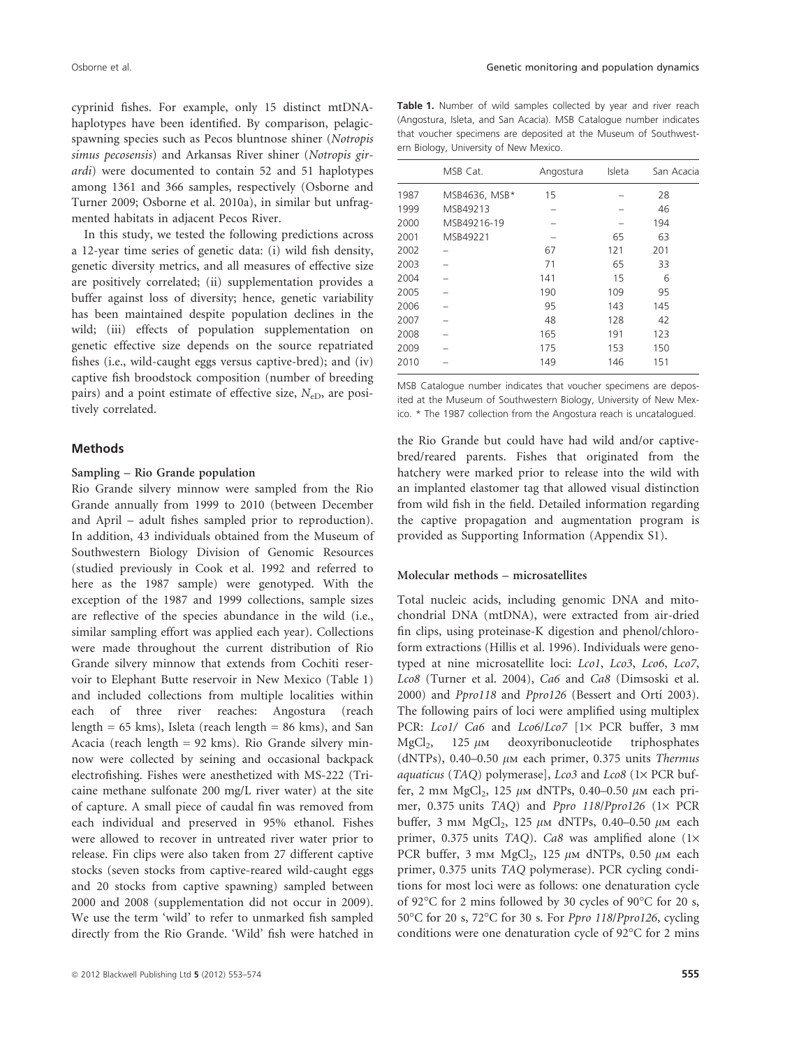cyprinid fishes. For example, only 15 distinct mtDNA-haplotypes have been identified. By comparison, pelagic-spawning species such as Pecos bluntnose shiner (*Notropis simus pecosensis*) and Arkansas River shiner (*Notropis girardi*) were documented to contain 52 and 51 haplotypes among 1361 and 366 samples, respectively (Osborne and Turner 2009; Osborne et al. 2010a), in similar but unfragmented habitats in adjacent Pecos River.

In this study, we tested the following predictions across a 12-year time series of genetic data: (i) wild fish density, genetic diversity metrics, and all measures of effective size are positively correlated; (ii) supplementation provides a buffer against loss of diversity; hence, genetic variability has been maintained despite population declines in the wild; (iii) effects of population supplementation on genetic effective size depends on the source repatriated fishes (i.e., wild-caught eggs versus captive-bred); and (iv) captive fish broodstock composition (number of breeding pairs) and a point estimate of effective size, $N_{eD}$, are positively correlated.

## Methods

### Sampling – Rio Grande population

Rio Grande silvery minnow were sampled from the Rio Grande annually from 1999 to 2010 (between December and April – adult fishes sampled prior to reproduction). In addition, 43 individuals obtained from the Museum of Southwestern Biology Division of Genomic Resources (studied previously in Cook et al. 1992 and referred to here as the 1987 sample) were genotyped. With the exception of the 1987 and 1999 collections, sample sizes are reflective of the species abundance in the wild (i.e., similar sampling effort was applied each year). Collections were made throughout the current distribution of Rio Grande silvery minnow that extends from Cochiti reservoir to Elephant Butte reservoir in New Mexico (Table 1) and included collections from multiple localities within each of three river reaches: Angostura (reach length = 65 kms), Isleta (reach length = 86 kms), and San Acacia (reach length = 92 kms). Rio Grande silvery minnow were collected by seining and occasional backpack electrofishing. Fishes were anesthetized with MS-222 (Tricaine methane sulfonate 200 mg/L river water) at the site of capture. A small piece of caudal fin was removed from each individual and preserved in 95% ethanol. Fishes were allowed to recover in untreated river water prior to release. Fin clips were also taken from 27 different captive stocks (seven stocks from captive-reared wild-caught eggs and 20 stocks from captive spawning) sampled between 2000 and 2008 (supplementation did not occur in 2009). We use the term 'wild' to refer to unmarked fish sampled directly from the Rio Grande. 'Wild' fish were hatched in the Rio Grande but could have had wild and/or captive-bred/reared parents. Fishes that originated from the hatchery were marked prior to release into the wild with an implanted elastomer tag that allowed visual distinction from wild fish in the field. Detailed information regarding the captive propagation and augmentation program is provided as Supporting Information (Appendix S1).

**Table 1.** Number of wild samples collected by year and river reach (Angostura, Isleta, and San Acacia). MSB Catalogue number indicates that voucher specimens are deposited at the Museum of Southwestern Biology, University of New Mexico.

| | MSB Cat. | Angostura | Isleta | San Acacia |
|---|---|---|---|---|
| 1987 | MSB4636, MSB* | 15 | – | 28 |
| 1999 | MSB49213 | – | – | 46 |
| 2000 | MSB49216-19 | – | – | 194 |
| 2001 | MSB49221 | – | 65 | 63 |
| 2002 | – | 67 | 121 | 201 |
| 2003 | – | 71 | 65 | 33 |
| 2004 | – | 141 | 15 | 6 |
| 2005 | – | 190 | 109 | 95 |
| 2006 | – | 95 | 143 | 145 |
| 2007 | – | 48 | 128 | 42 |
| 2008 | – | 165 | 191 | 123 |
| 2009 | – | 175 | 153 | 150 |
| 2010 | – | 149 | 146 | 151 |

MSB Catalogue number indicates that voucher specimens are deposited at the Museum of Southwestern Biology, University of New Mexico. * The 1987 collection from the Angostura reach is uncatalogued.

### Molecular methods – microsatellites

Total nucleic acids, including genomic DNA and mitochondrial DNA (mtDNA), were extracted from air-dried fin clips, using proteinase-K digestion and phenol/chloroform extractions (Hillis et al. 1996). Individuals were genotyped at nine microsatellite loci: *Lco1*, *Lco3*, *Lco6*, *Lco7*, *Lco8* (Turner et al. 2004), *Ca6* and *Ca8* (Dimsoski et al. 2000) and *Ppro118* and *Ppro126* (Bessert and Ortí 2003). The following pairs of loci were amplified using multiplex PCR: *Lco1*/ *Ca6* and *Lco6*/*Lco7* [1× PCR buffer, 3 mM $MgCl_2$, 125 $\mu$M deoxyribonucleotide triphosphates (dNTPs), 0.40–0.50 $\mu$M each primer, 0.375 units *Thermus aquaticus* (*TAQ*) polymerase], *Lco3* and *Lco8* (1× PCR buffer, 2 mM $MgCl_2$, 125 $\mu$M dNTPs, 0.40–0.50 $\mu$M each primer, 0.375 units *TAQ*) and *Ppro 118*/*Ppro126* (1× PCR buffer, 3 mM $MgCl_2$, 125 $\mu$M dNTPs, 0.40–0.50 $\mu$M each primer, 0.375 units *TAQ*). *Ca8* was amplified alone (1× PCR buffer, 3 mM $MgCl_2$, 125 $\mu$M dNTPs, 0.50 $\mu$M each primer, 0.375 units *TAQ* polymerase). PCR cycling conditions for most loci were as follows: one denaturation cycle of 92°C for 2 mins followed by 30 cycles of 90°C for 20 s, 50°C for 20 s, 72°C for 30 s. For *Ppro 118*/*Ppro126*, cycling conditions were one denaturation cycle of 92°C for 2 mins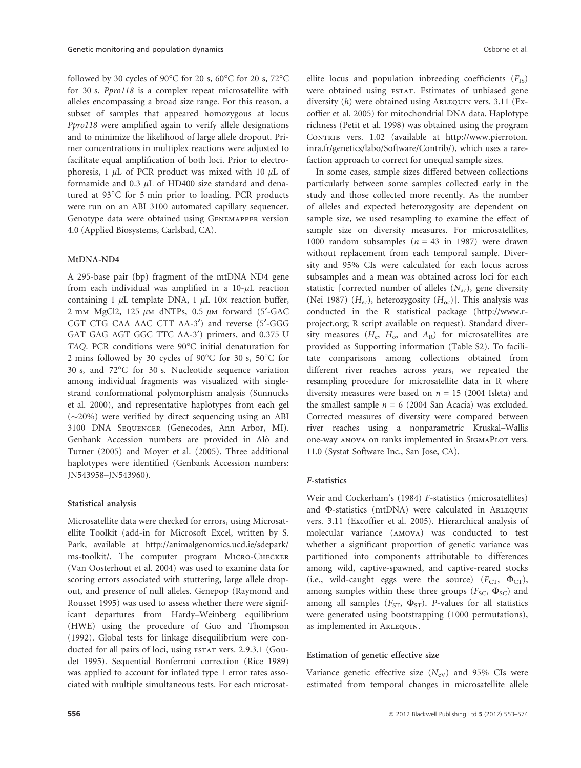followed by 30 cycles of 90°C for 20 s, 60°C for 20 s, 72°C for 30 s. *Ppro118* is a complex repeat microsatellite with alleles encompassing a broad size range. For this reason, a subset of samples that appeared homozygous at locus *Ppro118* were amplified again to verify allele designations and to minimize the likelihood of large allele dropout. Primer concentrations in multiplex reactions were adjusted to facilitate equal amplification of both loci. Prior to electrophoresis, 1 $\mu$L of PCR product was mixed with 10 $\mu$L of formamide and 0.3 $\mu$L of HD400 size standard and denatured at 93°C for 5 min prior to loading. PCR products were run on an ABI 3100 automated capillary sequencer. Genotype data were obtained using GENEMAPPER version 4.0 (Applied Biosystems, Carlsbad, CA).

#### MtDNA-ND4

A 295-base pair (bp) fragment of the mtDNA ND4 gene from each individual was amplified in a 10-$\mu$L reaction containing 1 $\mu$L template DNA, 1 $\mu$L 10× reaction buffer, 2 mM $MgCl_2$, 125 $\mu$M dNTPs, 0.5 $\mu$M forward (5′-GAC CGT CTG CAA AAC CTT AA-3′) and reverse (5′-GGG GAT GAG AGT GGC TTC AA-3′) primers, and 0.375 U *TAQ*. PCR conditions were 90°C initial denaturation for 2 mins followed by 30 cycles of 90°C for 30 s, 50°C for 30 s, and 72°C for 30 s. Nucleotide sequence variation among individual fragments was visualized with single-strand conformational polymorphism analysis (Sunnucks et al. 2000), and representative haplotypes from each gel (~20%) were verified by direct sequencing using an ABI 3100 DNA SEQUENCER (Genecodes, Ann Arbor, MI). Genbank Accession numbers are provided in Alò and Turner (2005) and Moyer et al. (2005). Three additional haplotypes were identified (Genbank Accession numbers: JN543958–JN543960).

#### Statistical analysis

Microsatellite data were checked for errors, using Microsatellite Toolkit (add-in for Microsoft Excel, written by S. Park, available at http://animalgenomics.ucd.ie/sdepark/ms-toolkit/. The computer program MICRO-CHECKER (Van Oosterhout et al. 2004) was used to examine data for scoring errors associated with stuttering, large allele dropout, and presence of null alleles. Genepop (Raymond and Rousset 1995) was used to assess whether there were significant departures from Hardy–Weinberg equilibrium (HWE) using the procedure of Guo and Thompson (1992). Global tests for linkage disequilibrium were conducted for all pairs of loci, using FSTAT vers. 2.9.3.1 (Goudet 1995). Sequential Bonferroni correction (Rice 1989) was applied to account for inflated type 1 error rates associated with multiple simultaneous tests. For each microsatellite locus and population inbreeding coefficients ($F_{IS}$) were obtained using FSTAT. Estimates of unbiased gene diversity ($h$) were obtained using ARLEQUIN vers. 3.11 (Excoffier et al. 2005) for mitochondrial DNA data. Haplotype richness (Petit et al. 1998) was obtained using the program CONTRIB vers. 1.02 (available at http://www.pierroton.inra.fr/genetics/labo/Software/Contrib/), which uses a rarefaction approach to correct for unequal sample sizes.

In some cases, sample sizes differed between collections particularly between some samples collected early in the study and those collected more recently. As the number of alleles and expected heterozygosity are dependent on sample size, we used resampling to examine the effect of sample size on diversity measures. For microsatellites, 1000 random subsamples ($n = 43$ in 1987) were drawn without replacement from each temporal sample. Diversity and 95% CIs were calculated for each locus across subsamples and a mean was obtained across loci for each statistic [corrected number of alleles ($N_{ac}$), gene diversity (Nei 1987) ($H_{ec}$), heterozygosity ($H_{oc}$)]. This analysis was conducted in the R statistical package (http://www.r-project.org; R script available on request). Standard diversity measures ($H_e$, $H_o$, and $A_R$) for microsatellites are provided as Supporting information (Table S2). To facilitate comparisons among collections obtained from different river reaches across years, we repeated the resampling procedure for microsatellite data in R where diversity measures were based on $n = 15$ (2004 Isleta) and the smallest sample $n = 6$ (2004 San Acacia) was excluded. Corrected measures of diversity were compared between river reaches using a nonparametric Kruskal–Wallis one-way ANOVA on ranks implemented in SIGMAPLOT vers. 11.0 (Systat Software Inc., San Jose, CA).

#### F-statistics

Weir and Cockerham's (1984) *F*-statistics (microsatellites) and $\Phi$-statistics (mtDNA) were calculated in ARLEQUIN vers. 3.11 (Excoffier et al. 2005). Hierarchical analysis of molecular variance (AMOVA) was conducted to test whether a significant proportion of genetic variance was partitioned into components attributable to differences among wild, captive-spawned, and captive-reared stocks (i.e., wild-caught eggs were the source) ($F_{CT}$, $\Phi_{CT}$), among samples within these three groups ($F_{SC}$, $\Phi_{SC}$) and among all samples ($F_{ST}$, $\Phi_{ST}$). *P*-values for all statistics were generated using bootstrapping (1000 permutations), as implemented in ARLEQUIN.

#### Estimation of genetic effective size

Variance genetic effective size ($N_{eV}$) and 95% CIs were estimated from temporal changes in microsatellite allele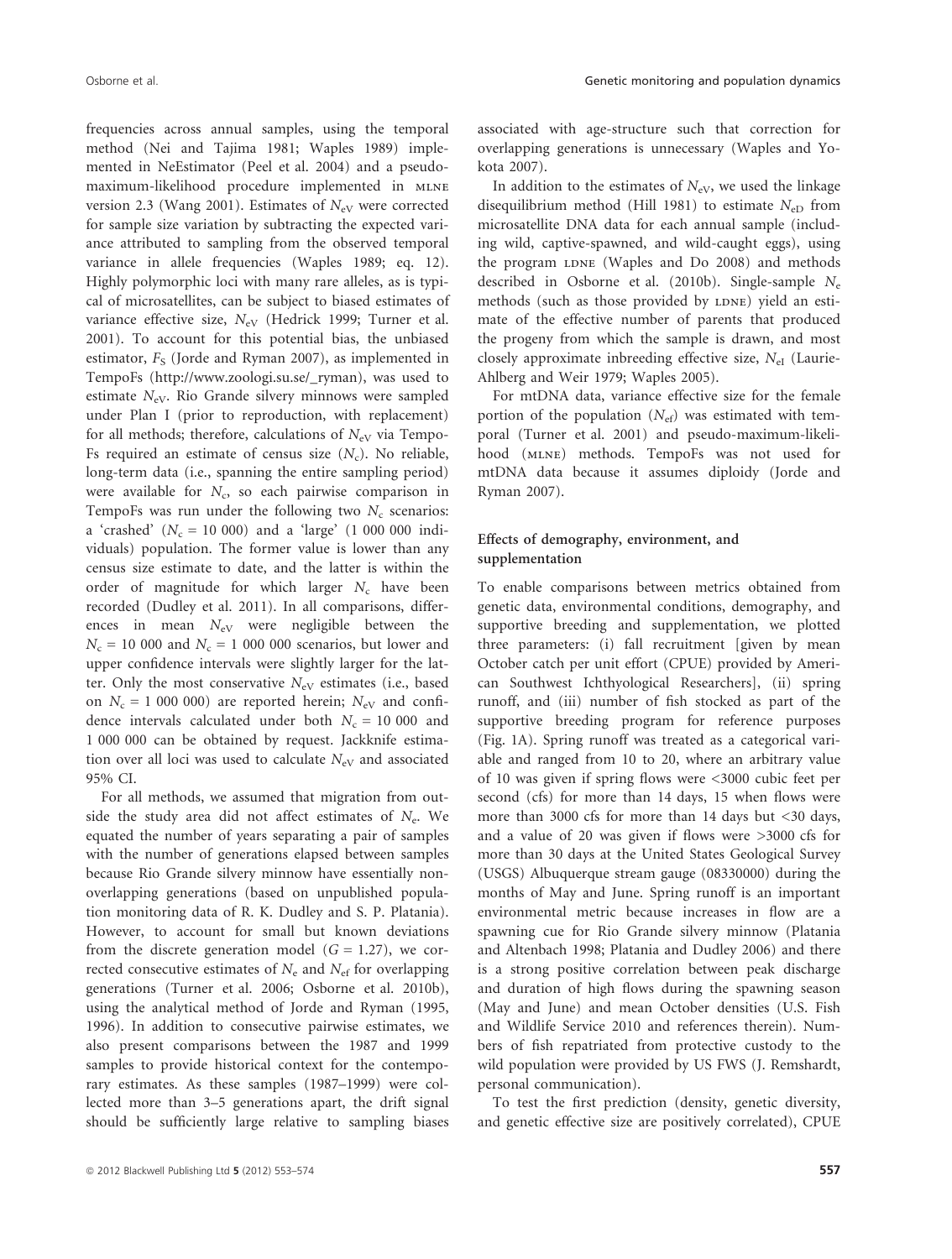frequencies across annual samples, using the temporal method (Nei and Tajima 1981; Waples 1989) implemented in NeEstimator (Peel et al. 2004) and a pseudo-maximum-likelihood procedure implemented in MLNE version 2.3 (Wang 2001). Estimates of $N_{eV}$ were corrected for sample size variation by subtracting the expected variance attributed to sampling from the observed temporal variance in allele frequencies (Waples 1989; eq. 12). Highly polymorphic loci with many rare alleles, as is typical of microsatellites, can be subject to biased estimates of variance effective size, $N_{eV}$ (Hedrick 1999; Turner et al. 2001). To account for this potential bias, the unbiased estimator, $F_S$ (Jorde and Ryman 2007), as implemented in TempoFs (http://www.zoologi.su.se/_ryman), was used to estimate $N_{eV}$. Rio Grande silvery minnows were sampled under Plan I (prior to reproduction, with replacement) for all methods; therefore, calculations of $N_{eV}$ via TempoFs required an estimate of census size ($N_c$). No reliable, long-term data (i.e., spanning the entire sampling period) were available for $N_c$, so each pairwise comparison in TempoFs was run under the following two $N_c$ scenarios: a 'crashed' ($N_c$ = 10 000) and a 'large' (1 000 000 individuals) population. The former value is lower than any census size estimate to date, and the latter is within the order of magnitude for which larger $N_c$ have been recorded (Dudley et al. 2011). In all comparisons, differences in mean $N_{eV}$ were negligible between the $N_c$ = 10 000 and $N_c$ = 1 000 000 scenarios, but lower and upper confidence intervals were slightly larger for the latter. Only the most conservative $N_{eV}$ estimates (i.e., based on $N_c$ = 1 000 000) are reported herein; $N_{eV}$ and confidence intervals calculated under both $N_c$ = 10 000 and 1 000 000 can be obtained by request. Jackknife estimation over all loci was used to calculate $N_{eV}$ and associated 95% CI.

For all methods, we assumed that migration from outside the study area did not affect estimates of $N_e$. We equated the number of years separating a pair of samples with the number of generations elapsed between samples because Rio Grande silvery minnow have essentially nonoverlapping generations (based on unpublished population monitoring data of R. K. Dudley and S. P. Platania). However, to account for small but known deviations from the discrete generation model ($G$ = 1.27), we corrected consecutive estimates of $N_e$ and $N_{ef}$ for overlapping generations (Turner et al. 2006; Osborne et al. 2010b), using the analytical method of Jorde and Ryman (1995, 1996). In addition to consecutive pairwise estimates, we also present comparisons between the 1987 and 1999 samples to provide historical context for the contemporary estimates. As these samples (1987–1999) were collected more than 3–5 generations apart, the drift signal should be sufficiently large relative to sampling biases associated with age-structure such that correction for overlapping generations is unnecessary (Waples and Yokota 2007).

In addition to the estimates of $N_{eV}$, we used the linkage disequilibrium method (Hill 1981) to estimate $N_{eD}$ from microsatellite DNA data for each annual sample (including wild, captive-spawned, and wild-caught eggs), using the program LDNE (Waples and Do 2008) and methods described in Osborne et al. (2010b). Single-sample $N_e$ methods (such as those provided by LDNE) yield an estimate of the effective number of parents that produced the progeny from which the sample is drawn, and most closely approximate inbreeding effective size, $N_{eI}$ (Laurie-Ahlberg and Weir 1979; Waples 2005).

For mtDNA data, variance effective size for the female portion of the population ($N_{ef}$) was estimated with temporal (Turner et al. 2001) and pseudo-maximum-likelihood (MLNE) methods. TempoFs was not used for mtDNA data because it assumes diploidy (Jorde and Ryman 2007).

### Effects of demography, environment, and supplementation

To enable comparisons between metrics obtained from genetic data, environmental conditions, demography, and supportive breeding and supplementation, we plotted three parameters: (i) fall recruitment [given by mean October catch per unit effort (CPUE) provided by American Southwest Ichthyological Researchers], (ii) spring runoff, and (iii) number of fish stocked as part of the supportive breeding program for reference purposes (Fig. 1A). Spring runoff was treated as a categorical variable and ranged from 10 to 20, where an arbitrary value of 10 was given if spring flows were <3000 cubic feet per second (cfs) for more than 14 days, 15 when flows were more than 3000 cfs for more than 14 days but <30 days, and a value of 20 was given if flows were >3000 cfs for more than 30 days at the United States Geological Survey (USGS) Albuquerque stream gauge (08330000) during the months of May and June. Spring runoff is an important environmental metric because increases in flow are a spawning cue for Rio Grande silvery minnow (Platania and Altenbach 1998; Platania and Dudley 2006) and there is a strong positive correlation between peak discharge and duration of high flows during the spawning season (May and June) and mean October densities (U.S. Fish and Wildlife Service 2010 and references therein). Numbers of fish repatriated from protective custody to the wild population were provided by US FWS (J. Remshardt, personal communication).

To test the first prediction (density, genetic diversity, and genetic effective size are positively correlated), CPUE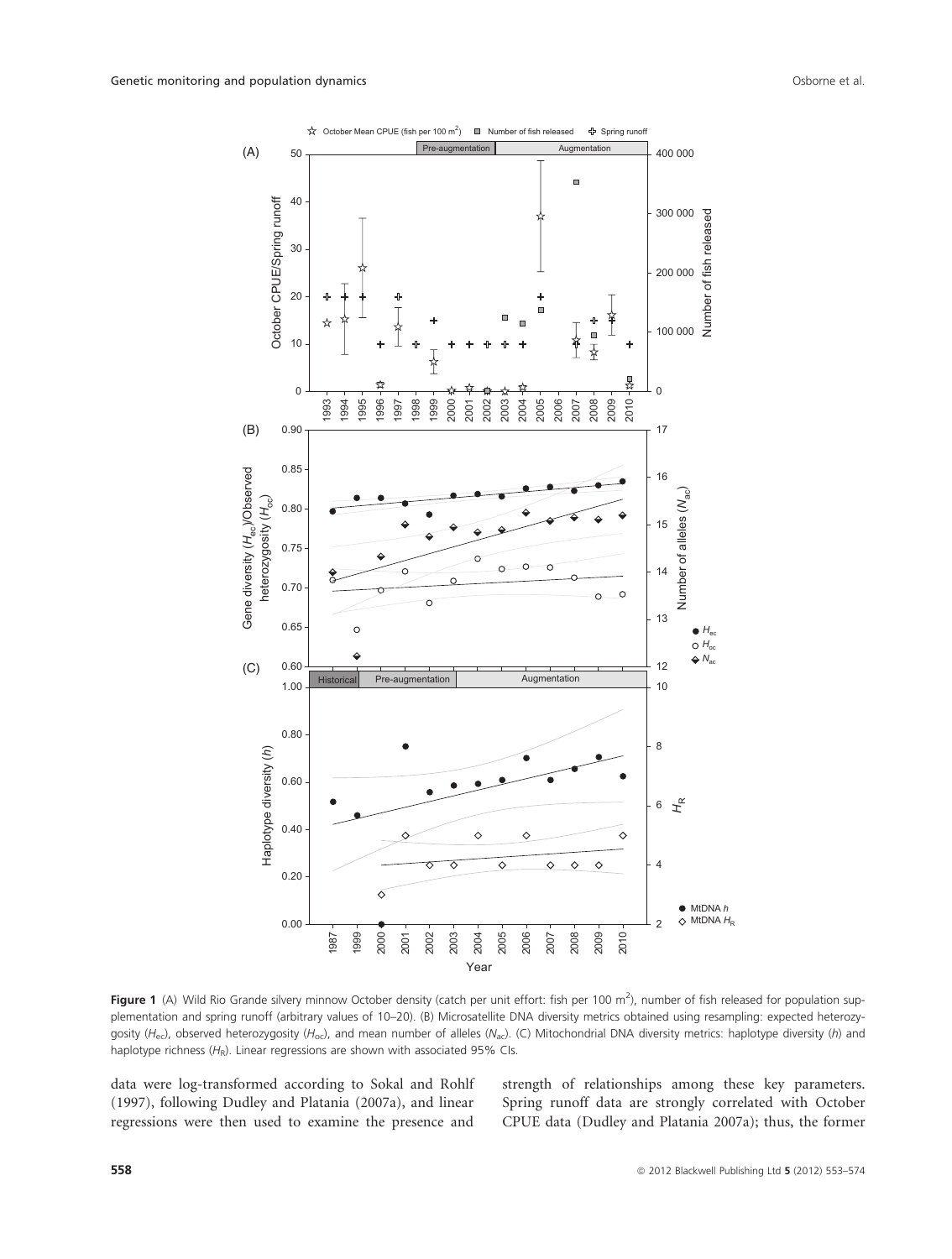**Figure 1** (A) Wild Rio Grande silvery minnow October density (catch per unit effort: fish per 100 m$^2$), number of fish released for population supplementation and spring runoff (arbitrary values of 10–20). (B) Microsatellite DNA diversity metrics obtained using resampling: expected heterozygosity ($H_{ec}$), observed heterozygosity ($H_{oc}$), and mean number of alleles ($N_{ac}$). (C) Mitochondrial DNA diversity metrics: haplotype diversity ($h$) and haplotype richness ($H_R$). Linear regressions are shown with associated 95% CIs.

data were log-transformed according to Sokal and Rohlf (1997), following Dudley and Platania (2007a), and linear regressions were then used to examine the presence and strength of relationships among these key parameters. Spring runoff data are strongly correlated with October CPUE data (Dudley and Platania 2007a); thus, the former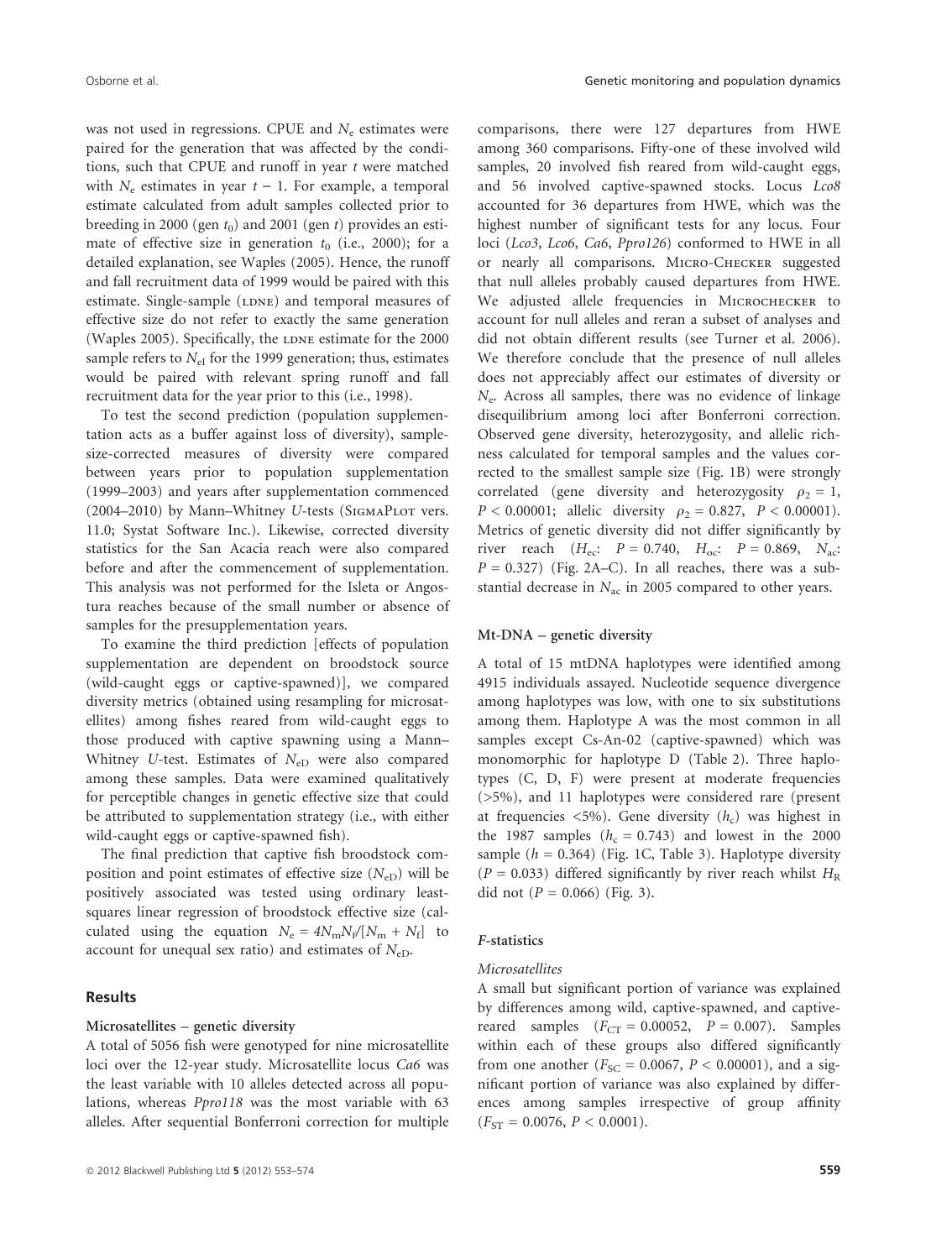was not used in regressions. CPUE and $N_e$ estimates were paired for the generation that was affected by the conditions, such that CPUE and runoff in year $t$ were matched with $N_e$ estimates in year $t - 1$. For example, a temporal estimate calculated from adult samples collected prior to breeding in 2000 (gen $t_0$) and 2001 (gen $t$) provides an estimate of effective size in generation $t_0$ (i.e., 2000); for a detailed explanation, see Waples (2005). Hence, the runoff and fall recruitment data of 1999 would be paired with this estimate. Single-sample (LDNE) and temporal measures of effective size do not refer to exactly the same generation (Waples 2005). Specifically, the LDNE estimate for the 2000 sample refers to $N_{eI}$ for the 1999 generation; thus, estimates would be paired with relevant spring runoff and fall recruitment data for the year prior to this (i.e., 1998).

To test the second prediction (population supplementation acts as a buffer against loss of diversity), sample-size-corrected measures of diversity were compared between years prior to population supplementation (1999–2003) and years after supplementation commenced (2004–2010) by Mann–Whitney $U$-tests (SIGMAPLOT vers. 11.0; Systat Software Inc.). Likewise, corrected diversity statistics for the San Acacia reach were also compared before and after the commencement of supplementation. This analysis was not performed for the Isleta or Angostura reaches because of the small number or absence of samples for the presupplementation years.

To examine the third prediction [effects of population supplementation are dependent on broodstock source (wild-caught eggs or captive-spawned)], we compared diversity metrics (obtained using resampling for microsatellites) among fishes reared from wild-caught eggs to those produced with captive spawning using a Mann–Whitney $U$-test. Estimates of $N_{eD}$ were also compared among these samples. Data were examined qualitatively for perceptible changes in genetic effective size that could be attributed to supplementation strategy (i.e., with either wild-caught eggs or captive-spawned fish).

The final prediction that captive fish broodstock composition and point estimates of effective size ($N_{eD}$) will be positively associated was tested using ordinary least-squares linear regression of broodstock effective size (calculated using the equation $N_e = 4N_mN_f/[N_m + N_f]$ to account for unequal sex ratio) and estimates of $N_{eD}$.

## Results

### Microsatellites – genetic diversity

A total of 5056 fish were genotyped for nine microsatellite loci over the 12-year study. Microsatellite locus *Ca6* was the least variable with 10 alleles detected across all populations, whereas *Ppro118* was the most variable with 63 alleles. After sequential Bonferroni correction for multiple comparisons, there were 127 departures from HWE among 360 comparisons. Fifty-one of these involved wild samples, 20 involved fish reared from wild-caught eggs, and 56 involved captive-spawned stocks. Locus *Lco8* accounted for 36 departures from HWE, which was the highest number of significant tests for any locus. Four loci (*Lco3*, *Lco6*, *Ca6*, *Ppro126*) conformed to HWE in all or nearly all comparisons. MICRO-CHECKER suggested that null alleles probably caused departures from HWE. We adjusted allele frequencies in MICROCHECKER to account for null alleles and reran a subset of analyses and did not obtain different results (see Turner et al. 2006). We therefore conclude that the presence of null alleles does not appreciably affect our estimates of diversity or $N_e$. Across all samples, there was no evidence of linkage disequilibrium among loci after Bonferroni correction. Observed gene diversity, heterozygosity, and allelic richness calculated for temporal samples and the values corrected to the smallest sample size (Fig. 1B) were strongly correlated (gene diversity and heterozygosity $\rho_2 = 1$, $P < 0.00001$; allelic diversity $\rho_2 = 0.827$, $P < 0.00001$). Metrics of genetic diversity did not differ significantly by river reach ($H_{ec}$: $P = 0.740$, $H_{oc}$: $P = 0.869$, $N_{ac}$: $P = 0.327$) (Fig. 2A–C). In all reaches, there was a substantial decrease in $N_{ac}$ in 2005 compared to other years.

### Mt-DNA – genetic diversity

A total of 15 mtDNA haplotypes were identified among 4915 individuals assayed. Nucleotide sequence divergence among haplotypes was low, with one to six substitutions among them. Haplotype A was the most common in all samples except Cs-An-02 (captive-spawned) which was monomorphic for haplotype D (Table 2). Three haplotypes (C, D, F) were present at moderate frequencies (>5%), and 11 haplotypes were considered rare (present at frequencies <5%). Gene diversity ($h_c$) was highest in the 1987 samples ($h_c = 0.743$) and lowest in the 2000 sample ($h = 0.364$) (Fig. 1C, Table 3). Haplotype diversity ($P = 0.033$) differed significantly by river reach whilst $H_R$ did not ($P = 0.066$) (Fig. 3).

### F-statistics

#### Microsatellites

A small but significant portion of variance was explained by differences among wild, captive-spawned, and captive-reared samples ($F_{CT} = 0.00052$, $P = 0.007$). Samples within each of these groups also differed significantly from one another ($F_{SC} = 0.0067$, $P < 0.00001$), and a significant portion of variance was also explained by differences among samples irrespective of group affinity ($F_{ST} = 0.0076$, $P < 0.0001$).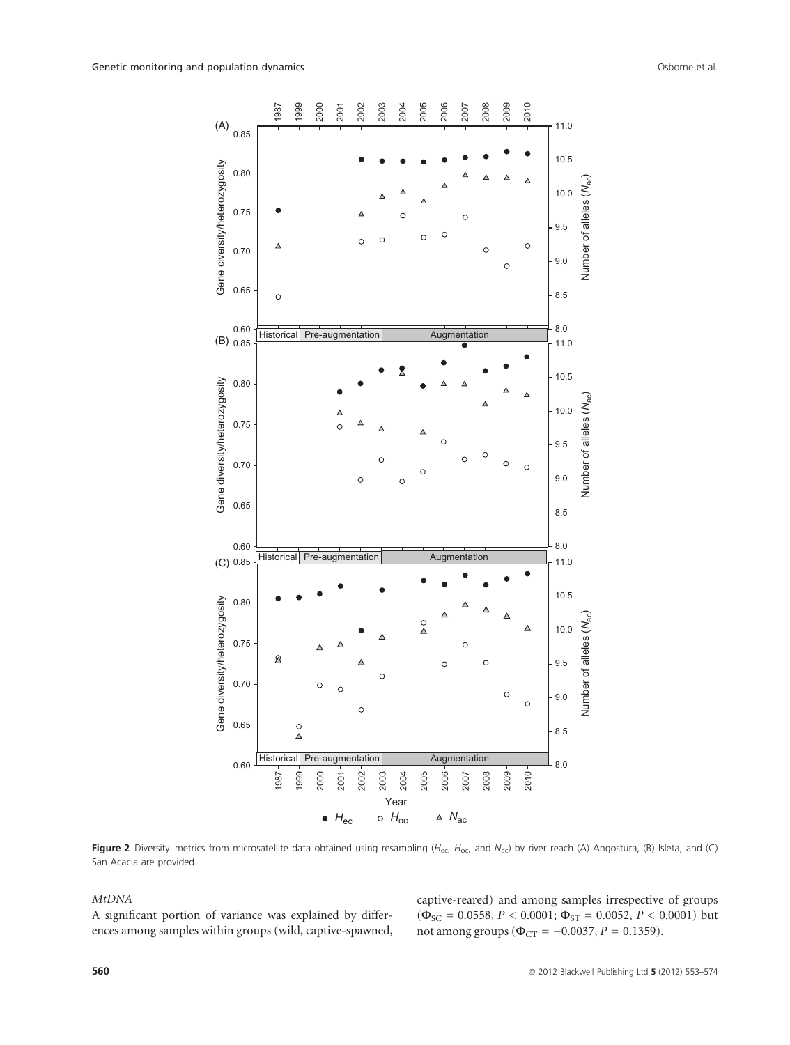**Figure 2** Diversity metrics from microsatellite data obtained using resampling ($H_{ec}$, $H_{oc}$, and $N_{ac}$) by river reach (A) Angostura, (B) Isleta, and (C) San Acacia are provided.

*MtDNA*

A significant portion of variance was explained by differences among samples within groups (wild, captive-spawned, captive-reared) and among samples irrespective of groups ($\Phi_{SC} = 0.0558$, $P < 0.0001$; $\Phi_{ST} = 0.0052$, $P < 0.0001$) but not among groups ($\Phi_{CT} = -0.0037$, $P = 0.1359$).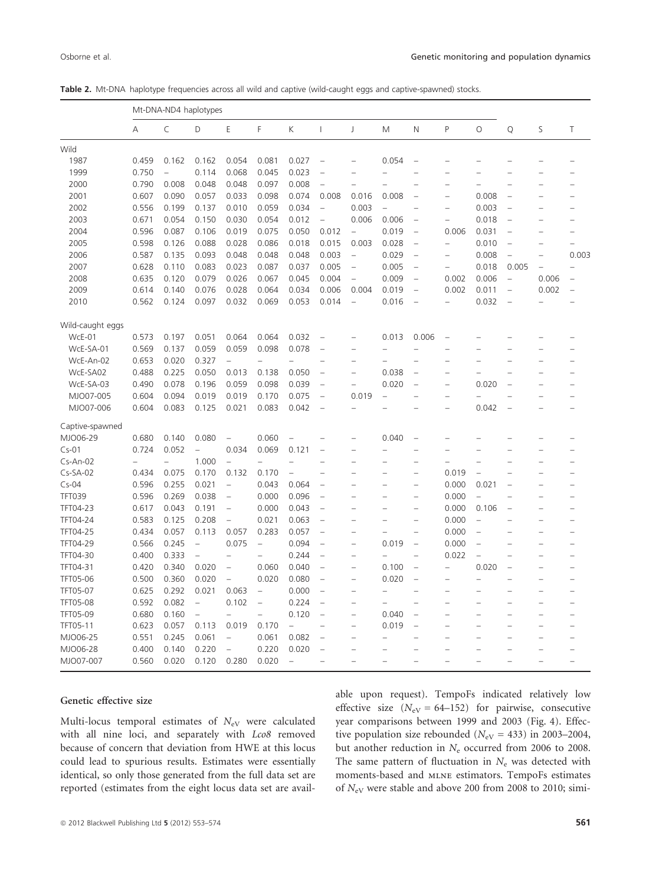**Table 2.** Mt-DNA haplotype frequencies across all wild and captive (wild-caught eggs and captive-spawned) stocks.

| | Mt-DNA-ND4 haplotypes | | | | | | | | | | | | | | |
|---|---|---|---|---|---|---|---|---|---|---|---|---|---|---|---|
| | A | C | D | E | F | K | I | J | M | N | P | O | Q | S | T |
| Wild | | | | | | | | | | | | | | | |
| 1987 | 0.459 | 0.162 | 0.162 | 0.054 | 0.081 | 0.027 | – | – | 0.054 | – | – | – | – | – | – |
| 1999 | 0.750 | – | 0.114 | 0.068 | 0.045 | 0.023 | – | – | – | – | – | – | – | – | – |
| 2000 | 0.790 | 0.008 | 0.048 | 0.048 | 0.097 | 0.008 | – | – | – | – | – | – | – | – | – |
| 2001 | 0.607 | 0.090 | 0.057 | 0.033 | 0.098 | 0.074 | 0.008 | 0.016 | 0.008 | – | – | 0.008 | – | – | – |
| 2002 | 0.556 | 0.199 | 0.137 | 0.010 | 0.059 | 0.034 | – | 0.003 | – | – | – | 0.003 | – | – | – |
| 2003 | 0.671 | 0.054 | 0.150 | 0.030 | 0.054 | 0.012 | – | 0.006 | 0.006 | – | – | 0.018 | – | – | – |
| 2004 | 0.596 | 0.087 | 0.106 | 0.019 | 0.075 | 0.050 | 0.012 | – | 0.019 | – | 0.006 | 0.031 | – | – | – |
| 2005 | 0.598 | 0.126 | 0.088 | 0.028 | 0.086 | 0.018 | 0.015 | 0.003 | 0.028 | – | – | 0.010 | – | – | – |
| 2006 | 0.587 | 0.135 | 0.093 | 0.048 | 0.048 | 0.048 | 0.003 | – | 0.029 | – | – | 0.008 | – | – | 0.003 |
| 2007 | 0.628 | 0.110 | 0.083 | 0.023 | 0.087 | 0.037 | 0.005 | – | 0.005 | – | – | 0.018 | 0.005 | – | – |
| 2008 | 0.635 | 0.120 | 0.079 | 0.026 | 0.067 | 0.045 | 0.004 | – | 0.009 | – | 0.002 | 0.006 | – | 0.006 | – |
| 2009 | 0.614 | 0.140 | 0.076 | 0.028 | 0.064 | 0.034 | 0.006 | 0.004 | 0.019 | – | 0.002 | 0.011 | – | 0.002 | – |
| 2010 | 0.562 | 0.124 | 0.097 | 0.032 | 0.069 | 0.053 | 0.014 | – | 0.016 | – | – | 0.032 | – | – | – |
| Wild-caught eggs | | | | | | | | | | | | | | | |
| WcE-01 | 0.573 | 0.197 | 0.051 | 0.064 | 0.064 | 0.032 | – | – | 0.013 | 0.006 | – | – | – | – | – |
| WcE-SA-01 | 0.569 | 0.137 | 0.059 | 0.059 | 0.098 | 0.078 | – | – | – | – | – | – | – | – | – |
| WcE-An-02 | 0.653 | 0.020 | 0.327 | – | – | – | – | – | – | – | – | – | – | – | – |
| WcE-SA02 | 0.488 | 0.225 | 0.050 | 0.013 | 0.138 | 0.050 | – | – | 0.038 | – | – | – | – | – | – |
| WcE-SA-03 | 0.490 | 0.078 | 0.196 | 0.059 | 0.098 | 0.039 | – | – | 0.020 | – | – | 0.020 | – | – | – |
| MJO07-005 | 0.604 | 0.094 | 0.019 | 0.019 | 0.170 | 0.075 | – | 0.019 | – | – | – | – | – | – | – |
| MJO07-006 | 0.604 | 0.083 | 0.125 | 0.021 | 0.083 | 0.042 | – | – | – | – | – | 0.042 | – | – | – |
| Captive-spawned | | | | | | | | | | | | | | | |
| MJO06-29 | 0.680 | 0.140 | 0.080 | – | 0.060 | – | – | – | 0.040 | – | – | – | – | – | – |
| Cs-01 | 0.724 | 0.052 | – | 0.034 | 0.069 | 0.121 | – | – | – | – | – | – | – | – | – |
| Cs-An-02 | – | – | 1.000 | – | – | – | – | – | – | – | – | – | – | – | – |
| Cs-SA-02 | 0.434 | 0.075 | 0.170 | 0.132 | 0.170 | – | – | – | – | – | 0.019 | – | – | – | – |
| Cs-04 | 0.596 | 0.255 | 0.021 | – | 0.043 | 0.064 | – | – | – | – | 0.000 | 0.021 | – | – | – |
| TFT039 | 0.596 | 0.269 | 0.038 | – | 0.000 | 0.096 | – | – | – | – | 0.000 | – | – | – | – |
| TFT04-23 | 0.617 | 0.043 | 0.191 | – | 0.000 | 0.043 | – | – | – | – | 0.000 | 0.106 | – | – | – |
| TFT04-24 | 0.583 | 0.125 | 0.208 | – | 0.021 | 0.063 | – | – | – | – | 0.000 | – | – | – | – |
| TFT04-25 | 0.434 | 0.057 | 0.113 | 0.057 | 0.283 | 0.057 | – | – | – | – | 0.000 | – | – | – | – |
| TFT04-29 | 0.566 | 0.245 | – | 0.075 | – | 0.094 | – | – | 0.019 | – | 0.000 | – | – | – | – |
| TFT04-30 | 0.400 | 0.333 | – | – | – | 0.244 | – | – | – | – | 0.022 | – | – | – | – |
| TFT04-31 | 0.420 | 0.340 | 0.020 | – | 0.060 | 0.040 | – | – | 0.100 | – | – | 0.020 | – | – | – |
| TFT05-06 | 0.500 | 0.360 | 0.020 | – | 0.020 | 0.080 | – | – | 0.020 | – | – | – | – | – | – |
| TFT05-07 | 0.625 | 0.292 | 0.021 | 0.063 | – | 0.000 | – | – | – | – | – | – | – | – | – |
| TFT05-08 | 0.592 | 0.082 | – | 0.102 | – | 0.224 | – | – | – | – | – | – | – | – | – |
| TFT05-09 | 0.680 | 0.160 | – | – | – | 0.120 | – | – | 0.040 | – | – | – | – | – | – |
| TFT05-11 | 0.623 | 0.057 | 0.113 | 0.019 | 0.170 | – | – | – | 0.019 | – | – | – | – | – | – |
| MJO06-25 | 0.551 | 0.245 | 0.061 | – | 0.061 | 0.082 | – | – | – | – | – | – | – | – | – |
| MJO06-28 | 0.400 | 0.140 | 0.220 | – | 0.220 | 0.020 | – | – | – | – | – | – | – | – | – |
| MJO07-007 | 0.560 | 0.020 | 0.120 | 0.280 | 0.020 | – | – | – | – | – | – | – | – | – | – |

### Genetic effective size

Multi-locus temporal estimates of $N_{eV}$ were calculated with all nine loci, and separately with *Lco8* removed because of concern that deviation from HWE at this locus could lead to spurious results. Estimates were essentially identical, so only those generated from the full data set are reported (estimates from the eight locus data set are available upon request). TempoFs indicated relatively low effective size ($N_{eV}$ = 64–152) for pairwise, consecutive year comparisons between 1999 and 2003 (Fig. 4). Effective population size rebounded ($N_{eV}$ = 433) in 2003–2004, but another reduction in $N_e$ occurred from 2006 to 2008. The same pattern of fluctuation in $N_e$ was detected with moments-based and MLNE estimators. TempoFs estimates of $N_{eV}$ were stable and above 200 from 2008 to 2010; simi-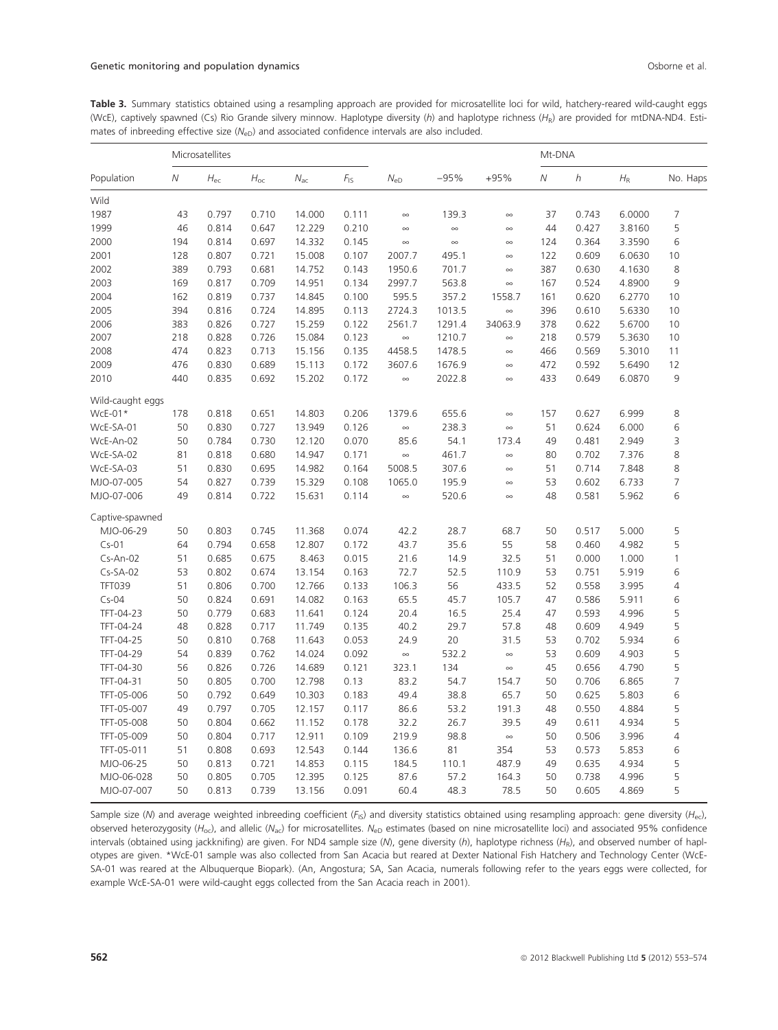**Table 3.** Summary statistics obtained using a resampling approach are provided for microsatellite loci for wild, hatchery-reared wild-caught eggs (WcE), captively spawned (Cs) Rio Grande silvery minnow. Haplotype diversity ($h$) and haplotype richness ($H_R$) are provided for mtDNA-ND4. Estimates of inbreeding effective size ($N_{eD}$) and associated confidence intervals are also included.

| | Microsatellites | | | | | | | | Mt-DNA | | | |
|---|---|---|---|---|---|---|---|---|---|---|---|---|
| Population | $N$ | $H_{ec}$ | $H_{oc}$ | $N_{ac}$ | $F_{IS}$ | $N_{eD}$ | −95% | +95% | $N$ | $h$ | $H_R$ | No. Haps |
| Wild | | | | | | | | | | | | |
| 1987 | 43 | 0.797 | 0.710 | 14.000 | 0.111 | ∞ | 139.3 | ∞ | 37 | 0.743 | 6.0000 | 7 |
| 1999 | 46 | 0.814 | 0.647 | 12.229 | 0.210 | ∞ | ∞ | ∞ | 44 | 0.427 | 3.8160 | 5 |
| 2000 | 194 | 0.814 | 0.697 | 14.332 | 0.145 | ∞ | ∞ | ∞ | 124 | 0.364 | 3.3590 | 6 |
| 2001 | 128 | 0.807 | 0.721 | 15.008 | 0.107 | 2007.7 | 495.1 | ∞ | 122 | 0.609 | 6.0630 | 10 |
| 2002 | 389 | 0.793 | 0.681 | 14.752 | 0.143 | 1950.6 | 701.7 | ∞ | 387 | 0.630 | 4.1630 | 8 |
| 2003 | 169 | 0.817 | 0.709 | 14.951 | 0.134 | 2997.7 | 563.8 | ∞ | 167 | 0.524 | 4.8900 | 9 |
| 2004 | 162 | 0.819 | 0.737 | 14.845 | 0.100 | 595.5 | 357.2 | 1558.7 | 161 | 0.620 | 6.2770 | 10 |
| 2005 | 394 | 0.816 | 0.724 | 14.895 | 0.113 | 2724.3 | 1013.5 | ∞ | 396 | 0.610 | 5.6330 | 10 |
| 2006 | 383 | 0.826 | 0.727 | 15.259 | 0.122 | 2561.7 | 1291.4 | 34063.9 | 378 | 0.622 | 5.6700 | 10 |
| 2007 | 218 | 0.828 | 0.726 | 15.084 | 0.123 | ∞ | 1210.7 | ∞ | 218 | 0.579 | 5.3630 | 10 |
| 2008 | 474 | 0.823 | 0.713 | 15.156 | 0.135 | 4458.5 | 1478.5 | ∞ | 466 | 0.569 | 5.3010 | 11 |
| 2009 | 476 | 0.830 | 0.689 | 15.113 | 0.172 | 3607.6 | 1676.9 | ∞ | 472 | 0.592 | 5.6490 | 12 |
| 2010 | 440 | 0.835 | 0.692 | 15.202 | 0.172 | ∞ | 2022.8 | ∞ | 433 | 0.649 | 6.0870 | 9 |
| Wild-caught eggs | | | | | | | | | | | | |
| WcE-01* | 178 | 0.818 | 0.651 | 14.803 | 0.206 | 1379.6 | 655.6 | ∞ | 157 | 0.627 | 6.999 | 8 |
| WcE-SA-01 | 50 | 0.830 | 0.727 | 13.949 | 0.126 | ∞ | 238.3 | ∞ | 51 | 0.624 | 6.000 | 6 |
| WcE-An-02 | 50 | 0.784 | 0.730 | 12.120 | 0.070 | 85.6 | 54.1 | 173.4 | 49 | 0.481 | 2.949 | 3 |
| WcE-SA-02 | 81 | 0.818 | 0.680 | 14.947 | 0.171 | ∞ | 461.7 | ∞ | 80 | 0.702 | 7.376 | 8 |
| WcE-SA-03 | 51 | 0.830 | 0.695 | 14.982 | 0.164 | 5008.5 | 307.6 | ∞ | 51 | 0.714 | 7.848 | 8 |
| MJO-07-005 | 54 | 0.827 | 0.739 | 15.329 | 0.108 | 1065.0 | 195.9 | ∞ | 53 | 0.602 | 6.733 | 7 |
| MJO-07-006 | 49 | 0.814 | 0.722 | 15.631 | 0.114 | ∞ | 520.6 | ∞ | 48 | 0.581 | 5.962 | 6 |
| Captive-spawned | | | | | | | | | | | | |
| MJO-06-29 | 50 | 0.803 | 0.745 | 11.368 | 0.074 | 42.2 | 28.7 | 68.7 | 50 | 0.517 | 5.000 | 5 |
| Cs-01 | 64 | 0.794 | 0.658 | 12.807 | 0.172 | 43.7 | 35.6 | 55 | 58 | 0.460 | 4.982 | 5 |
| Cs-An-02 | 51 | 0.685 | 0.675 | 8.463 | 0.015 | 21.6 | 14.9 | 32.5 | 51 | 0.000 | 1.000 | 1 |
| Cs-SA-02 | 53 | 0.802 | 0.674 | 13.154 | 0.163 | 72.7 | 52.5 | 110.9 | 53 | 0.751 | 5.919 | 6 |
| TFT039 | 51 | 0.806 | 0.700 | 12.766 | 0.133 | 106.3 | 56 | 433.5 | 52 | 0.558 | 3.995 | 4 |
| Cs-04 | 50 | 0.824 | 0.691 | 14.082 | 0.163 | 65.5 | 45.7 | 105.7 | 47 | 0.586 | 5.911 | 6 |
| TFT-04-23 | 50 | 0.779 | 0.683 | 11.641 | 0.124 | 20.4 | 16.5 | 25.4 | 47 | 0.593 | 4.996 | 5 |
| TFT-04-24 | 48 | 0.828 | 0.717 | 11.749 | 0.135 | 40.2 | 29.7 | 57.8 | 48 | 0.609 | 4.949 | 5 |
| TFT-04-25 | 50 | 0.810 | 0.768 | 11.643 | 0.053 | 24.9 | 20 | 31.5 | 53 | 0.702 | 5.934 | 6 |
| TFT-04-29 | 54 | 0.839 | 0.762 | 14.024 | 0.092 | ∞ | 532.2 | ∞ | 53 | 0.609 | 4.903 | 5 |
| TFT-04-30 | 56 | 0.826 | 0.726 | 14.689 | 0.121 | 323.1 | 134 | ∞ | 45 | 0.656 | 4.790 | 5 |
| TFT-04-31 | 50 | 0.805 | 0.700 | 12.798 | 0.13 | 83.2 | 54.7 | 154.7 | 50 | 0.706 | 6.865 | 7 |
| TFT-05-006 | 50 | 0.792 | 0.649 | 10.303 | 0.183 | 49.4 | 38.8 | 65.7 | 50 | 0.625 | 5.803 | 6 |
| TFT-05-007 | 49 | 0.797 | 0.705 | 12.157 | 0.117 | 86.6 | 53.2 | 191.3 | 48 | 0.550 | 4.884 | 5 |
| TFT-05-008 | 50 | 0.804 | 0.662 | 11.152 | 0.178 | 32.2 | 26.7 | 39.5 | 49 | 0.611 | 4.934 | 5 |
| TFT-05-009 | 50 | 0.804 | 0.717 | 12.911 | 0.109 | 219.9 | 98.8 | ∞ | 50 | 0.506 | 3.996 | 4 |
| TFT-05-011 | 51 | 0.808 | 0.693 | 12.543 | 0.144 | 136.6 | 81 | 354 | 53 | 0.573 | 5.853 | 6 |
| MJO-06-25 | 50 | 0.813 | 0.721 | 14.853 | 0.115 | 184.5 | 110.1 | 487.9 | 49 | 0.635 | 4.934 | 5 |
| MJO-06-028 | 50 | 0.805 | 0.705 | 12.395 | 0.125 | 87.6 | 57.2 | 164.3 | 50 | 0.738 | 4.996 | 5 |
| MJO-07-007 | 50 | 0.813 | 0.739 | 13.156 | 0.091 | 60.4 | 48.3 | 78.5 | 50 | 0.605 | 4.869 | 5 |

Sample size ($N$) and average weighted inbreeding coefficient ($F_{IS}$) and diversity statistics obtained using resampling approach: gene diversity ($H_{ec}$), observed heterozygosity ($H_{oc}$), and allelic ($N_{ac}$) for microsatellites. $N_{eD}$ estimates (based on nine microsatellite loci) and associated 95% confidence intervals (obtained using jackknifing) are given. For ND4 sample size ($N$), gene diversity ($h$), haplotype richness ($H_R$), and observed number of haplotypes are given. *WcE-01 sample was also collected from San Acacia but reared at Dexter National Fish Hatchery and Technology Center (WcE-SA-01 was reared at the Albuquerque Biopark). (An, Angostura; SA, San Acacia, numerals following refer to the years eggs were collected, for example WcE-SA-01 were wild-caught eggs collected from the San Acacia reach in 2001).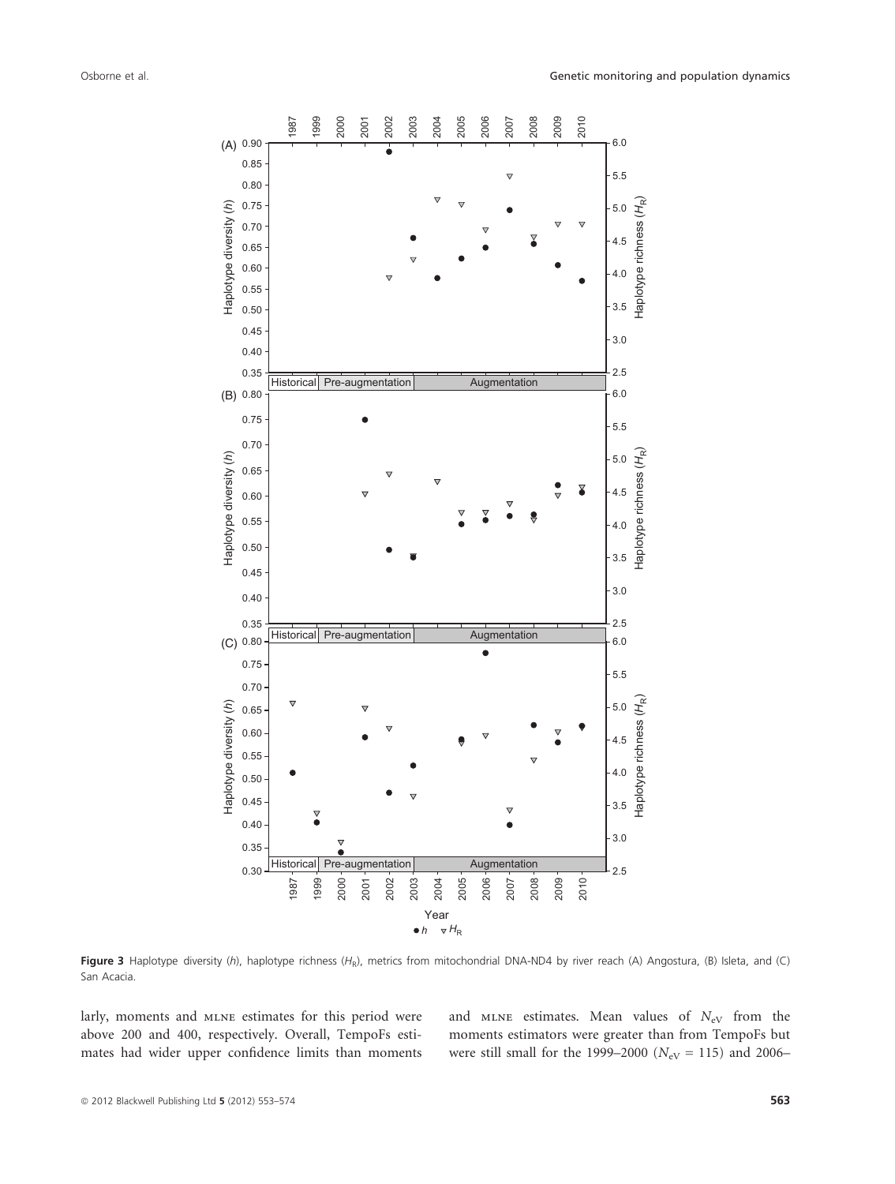**Figure 3** Haplotype diversity ($h$), haplotype richness ($H_R$), metrics from mitochondrial DNA-ND4 by river reach (A) Angostura, (B) Isleta, and (C) San Acacia.

larly, moments and MLNE estimates for this period were above 200 and 400, respectively. Overall, TempoFs estimates had wider upper confidence limits than moments and MLNE estimates. Mean values of $N_{eV}$ from the moments estimators were greater than from TempoFs but were still small for the 1999–2000 ($N_{eV}$ = 115) and 2006–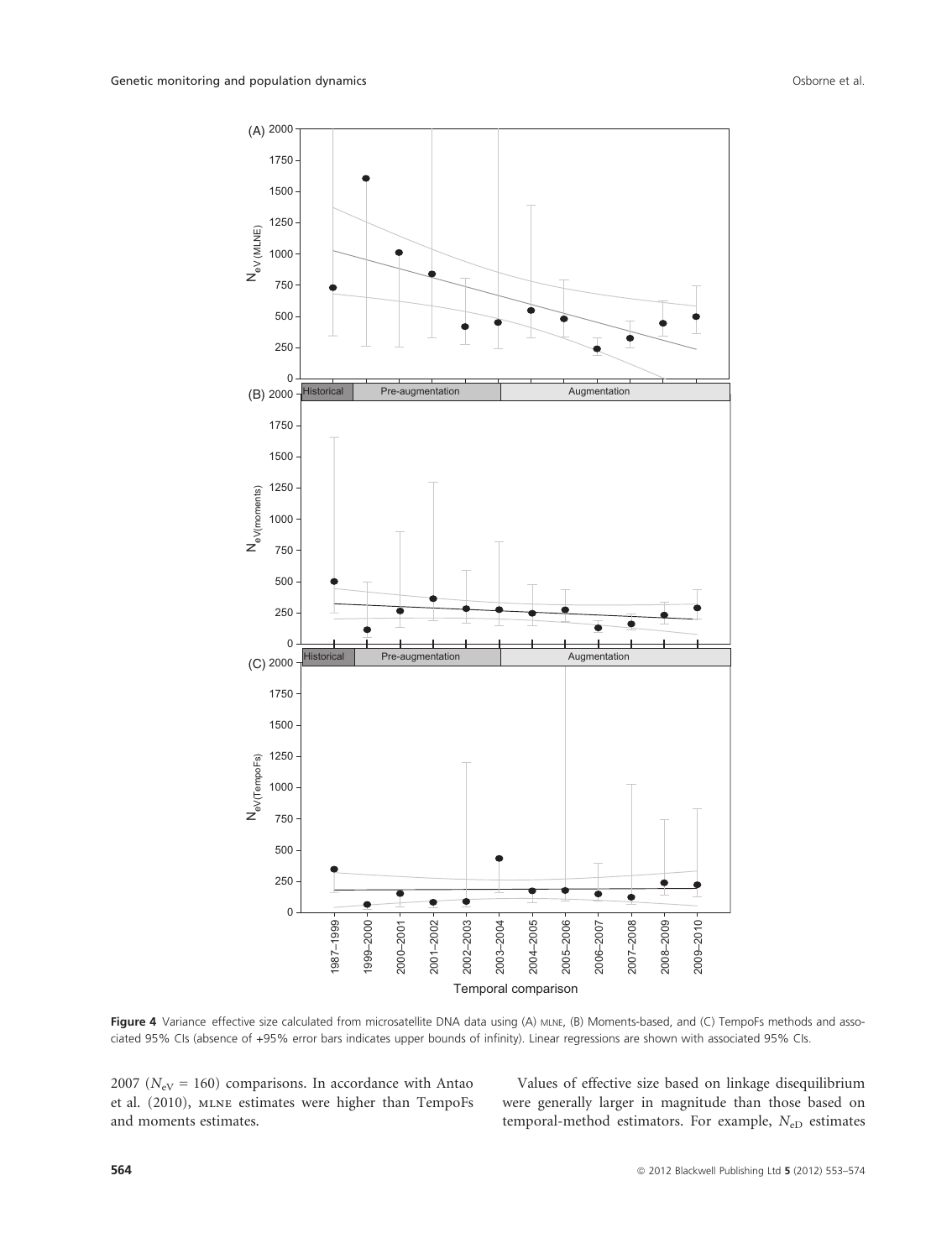**Figure 4** Variance effective size calculated from microsatellite DNA data using (A) MLNE, (B) Moments-based, and (C) TempoFs methods and associated 95% CIs (absence of +95% error bars indicates upper bounds of infinity). Linear regressions are shown with associated 95% CIs.

2007 ($N_{eV}$ = 160) comparisons. In accordance with Antao et al. (2010), MLNE estimates were higher than TempoFs and moments estimates.

Values of effective size based on linkage disequilibrium were generally larger in magnitude than those based on temporal-method estimators. For example, $N_{eD}$ estimates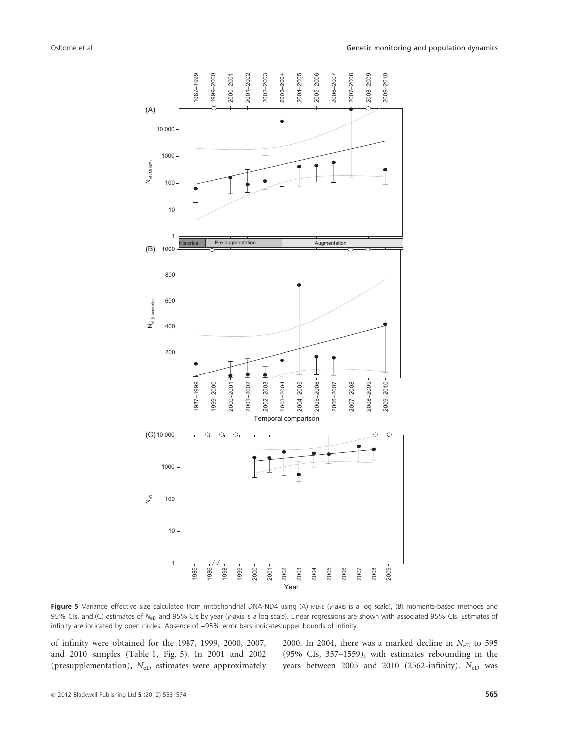**Figure 5** Variance effective size calculated from mitochondrial DNA-ND4 using (A) MLNE (y-axis is a log scale), (B) moments-based methods and 95% CIs, and (C) estimates of $N_{eD}$ and 95% CIs by year (y-axis is a log scale). Linear regressions are shown with associated 95% CIs. Estimates of infinity are indicated by open circles. Absence of +95% error bars indicates upper bounds of infinity.

of infinity were obtained for the 1987, 1999, 2000, 2007, and 2010 samples (Table 1, Fig. 5). In 2001 and 2002 (presupplementation), $N_{eD}$ estimates were approximately 2000. In 2004, there was a marked decline in $N_{eD}$ to 595 (95% CIs, 357–1559), with estimates rebounding in the years between 2005 and 2010 (2562-infinity). $N_{eD}$ was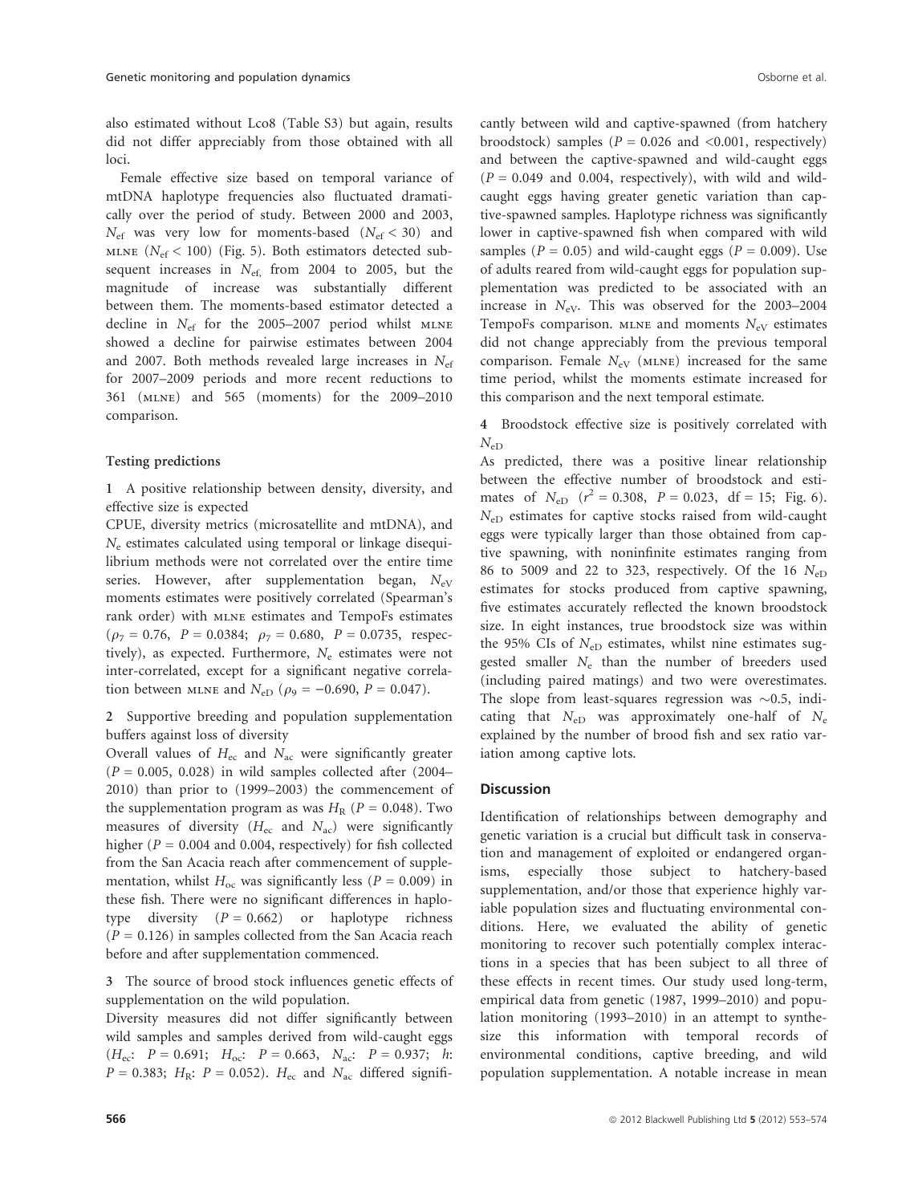also estimated without Lco8 (Table S3) but again, results did not differ appreciably from those obtained with all loci.

Female effective size based on temporal variance of mtDNA haplotype frequencies also fluctuated dramatically over the period of study. Between 2000 and 2003, $N_{ef}$ was very low for moments-based ($N_{ef} < 30$) and MLNE ($N_{ef} < 100$) (Fig. 5). Both estimators detected subsequent increases in $N_{ef,}$ from 2004 to 2005, but the magnitude of increase was substantially different between them. The moments-based estimator detected a decline in $N_{ef}$ for the 2005–2007 period whilst MLNE showed a decline for pairwise estimates between 2004 and 2007. Both methods revealed large increases in $N_{ef}$ for 2007–2009 periods and more recent reductions to 361 (MLNE) and 565 (moments) for the 2009–2010 comparison.

### Testing predictions

**1 A positive relationship between density, diversity, and effective size is expected**

CPUE, diversity metrics (microsatellite and mtDNA), and $N_e$ estimates calculated using temporal or linkage disequilibrium methods were not correlated over the entire time series. However, after supplementation began, $N_{eV}$ moments estimates were positively correlated (Spearman's rank order) with MLNE estimates and TempoFs estimates ($\rho_7 = 0.76$, $P = 0.0384$; $\rho_7 = 0.680$, $P = 0.0735$, respectively), as expected. Furthermore, $N_e$ estimates were not inter-correlated, except for a significant negative correlation between MLNE and $N_{eD}$ ($\rho_9 = -0.690$, $P = 0.047$).

**2 Supportive breeding and population supplementation buffers against loss of diversity**

Overall values of $H_{ec}$ and $N_{ac}$ were significantly greater ($P = 0.005$, $0.028$) in wild samples collected after (2004–2010) than prior to (1999–2003) the commencement of the supplementation program as was $H_R$ ($P = 0.048$). Two measures of diversity ($H_{ec}$ and $N_{ac}$) were significantly higher ($P = 0.004$ and $0.004$, respectively) for fish collected from the San Acacia reach after commencement of supplementation, whilst $H_{oc}$ was significantly less ($P = 0.009$) in these fish. There were no significant differences in haplotype diversity ($P = 0.662$) or haplotype richness ($P = 0.126$) in samples collected from the San Acacia reach before and after supplementation commenced.

**3 The source of brood stock influences genetic effects of supplementation on the wild population.**

Diversity measures did not differ significantly between wild samples and samples derived from wild-caught eggs ($H_{ec}$: $P = 0.691$; $H_{oc}$: $P = 0.663$, $N_{ac}$: $P = 0.937$; $h$: $P = 0.383$; $H_R$: $P = 0.052$). $H_{ec}$ and $N_{ac}$ differed significantly between wild and captive-spawned (from hatchery broodstock) samples ($P = 0.026$ and $<0.001$, respectively) and between the captive-spawned and wild-caught eggs ($P = 0.049$ and $0.004$, respectively), with wild and wild-caught eggs having greater genetic variation than captive-spawned samples. Haplotype richness was significantly lower in captive-spawned fish when compared with wild samples ($P = 0.05$) and wild-caught eggs ($P = 0.009$). Use of adults reared from wild-caught eggs for population supplementation was predicted to be associated with an increase in $N_{eV}$. This was observed for the 2003–2004 TempoFs comparison. MLNE and moments $N_{eV}$ estimates did not change appreciably from the previous temporal comparison. Female $N_{eV}$ (MLNE) increased for the same time period, whilst the moments estimate increased for this comparison and the next temporal estimate.

**4 Broodstock effective size is positively correlated with $N_{eD}$**

As predicted, there was a positive linear relationship between the effective number of broodstock and estimates of $N_{eD}$ ($r^2 = 0.308$, $P = 0.023$, df = 15; Fig. 6). $N_{eD}$ estimates for captive stocks raised from wild-caught eggs were typically larger than those obtained from captive spawning, with noninfinite estimates ranging from 86 to 5009 and 22 to 323, respectively. Of the 16 $N_{eD}$ estimates for stocks produced from captive spawning, five estimates accurately reflected the known broodstock size. In eight instances, true broodstock size was within the 95% CIs of $N_{eD}$ estimates, whilst nine estimates suggested smaller $N_e$ than the number of breeders used (including paired matings) and two were overestimates. The slope from least-squares regression was ~0.5, indicating that $N_{eD}$ was approximately one-half of $N_e$ explained by the number of brood fish and sex ratio variation among captive lots.

## Discussion

Identification of relationships between demography and genetic variation is a crucial but difficult task in conservation and management of exploited or endangered organisms, especially those subject to hatchery-based supplementation, and/or those that experience highly variable population sizes and fluctuating environmental conditions. Here, we evaluated the ability of genetic monitoring to recover such potentially complex interactions in a species that has been subject to all three of these effects in recent times. Our study used long-term, empirical data from genetic (1987, 1999–2010) and population monitoring (1993–2010) in an attempt to synthesize this information with temporal records of environmental conditions, captive breeding, and wild population supplementation. A notable increase in mean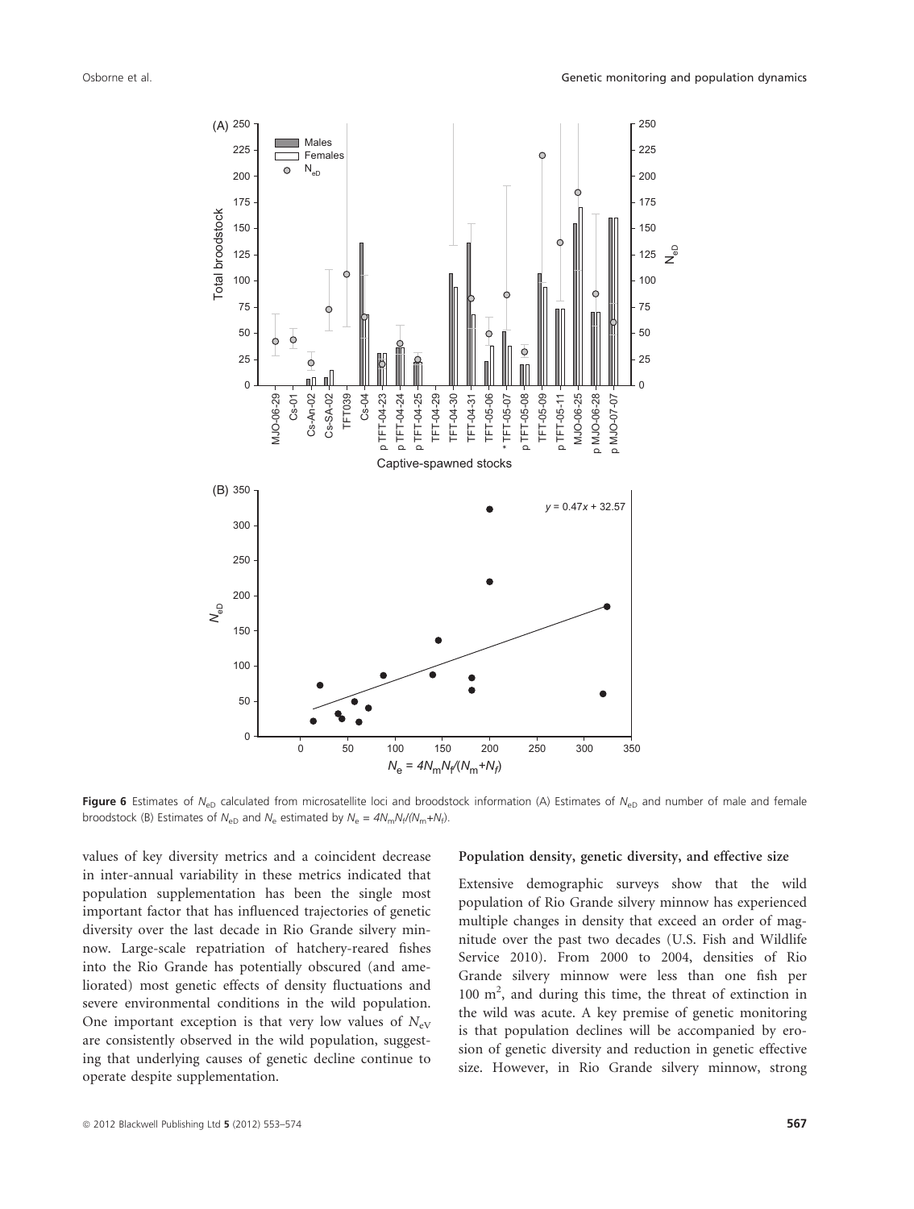**Figure 6** Estimates of $N_{eD}$ calculated from microsatellite loci and broodstock information (A) Estimates of $N_{eD}$ and number of male and female broodstock (B) Estimates of $N_{eD}$ and $N_e$ estimated by $N_e = 4N_mN_f/(N_m+N_f)$.

values of key diversity metrics and a coincident decrease in inter-annual variability in these metrics indicated that population supplementation has been the single most important factor that has influenced trajectories of genetic diversity over the last decade in Rio Grande silvery minnow. Large-scale repatriation of hatchery-reared fishes into the Rio Grande has potentially obscured (and ameliorated) most genetic effects of density fluctuations and severe environmental conditions in the wild population. One important exception is that very low values of $N_{eV}$ are consistently observed in the wild population, suggesting that underlying causes of genetic decline continue to operate despite supplementation.

### Population density, genetic diversity, and effective size

Extensive demographic surveys show that the wild population of Rio Grande silvery minnow has experienced multiple changes in density that exceed an order of magnitude over the past two decades (U.S. Fish and Wildlife Service 2010). From 2000 to 2004, densities of Rio Grande silvery minnow were less than one fish per 100 $m^2$, and during this time, the threat of extinction in the wild was acute. A key premise of genetic monitoring is that population declines will be accompanied by erosion of genetic diversity and reduction in genetic effective size. However, in Rio Grande silvery minnow, strong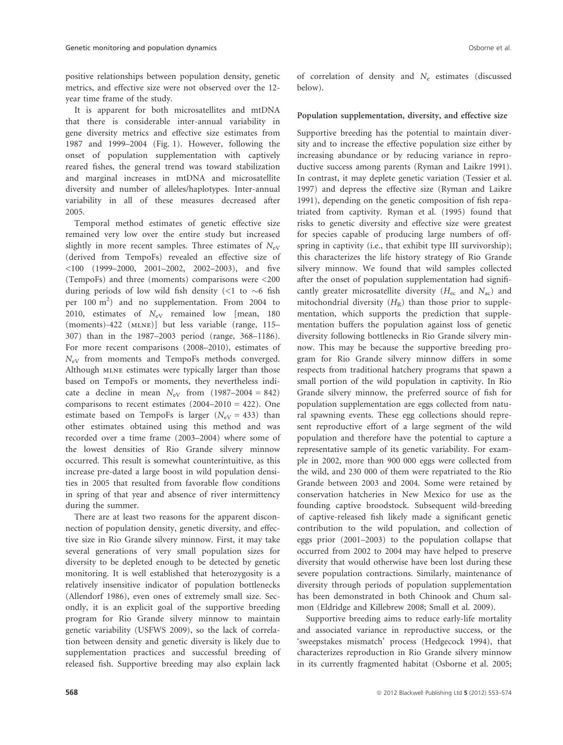positive relationships between population density, genetic metrics, and effective size were not observed over the 12-year time frame of the study.

It is apparent for both microsatellites and mtDNA that there is considerable inter-annual variability in gene diversity metrics and effective size estimates from 1987 and 1999–2004 (Fig. 1). However, following the onset of population supplementation with captively reared fishes, the general trend was toward stabilization and marginal increases in mtDNA and microsatellite diversity and number of alleles/haplotypes. Inter-annual variability in all of these measures decreased after 2005.

Temporal method estimates of genetic effective size remained very low over the entire study but increased slightly in more recent samples. Three estimates of $N_{eV}$ (derived from TempoFs) revealed an effective size of <100 (1999–2000, 2001–2002, 2002–2003), and five (TempoFs) and three (moments) comparisons were <200 during periods of low wild fish density (<1 to ~6 fish per 100 m$^2$) and no supplementation. From 2004 to 2010, estimates of $N_{eV}$ remained low [mean, 180 (moments)-422 (MLNE)] but less variable (range, 115–307) than in the 1987–2003 period (range, 368–1186). For more recent comparisons (2008–2010), estimates of $N_{eV}$ from moments and TempoFs methods converged. Although MLNE estimates were typically larger than those based on TempoFs or moments, they nevertheless indicate a decline in mean $N_{eV}$ from (1987–2004 = 842) comparisons to recent estimates (2004–2010 = 422). One estimate based on TempoFs is larger ($N_{eV}$ = 433) than other estimates obtained using this method and was recorded over a time frame (2003–2004) where some of the lowest densities of Rio Grande silvery minnow occurred. This result is somewhat counterintuitive, as this increase pre-dated a large boost in wild population densities in 2005 that resulted from favorable flow conditions in spring of that year and absence of river intermittency during the summer.

There are at least two reasons for the apparent disconnection of population density, genetic diversity, and effective size in Rio Grande silvery minnow. First, it may take several generations of very small population sizes for diversity to be depleted enough to be detected by genetic monitoring. It is well established that heterozygosity is a relatively insensitive indicator of population bottlenecks (Allendorf 1986), even ones of extremely small size. Secondly, it is an explicit goal of the supportive breeding program for Rio Grande silvery minnow to maintain genetic variability (USFWS 2009), so the lack of correlation between density and genetic diversity is likely due to supplementation practices and successful breeding of released fish. Supportive breeding may also explain lack of correlation of density and $N_e$ estimates (discussed below).

### Population supplementation, diversity, and effective size

Supportive breeding has the potential to maintain diversity and to increase the effective population size either by increasing abundance or by reducing variance in reproductive success among parents (Ryman and Laikre 1991). In contrast, it may deplete genetic variation (Tessier et al. 1997) and depress the effective size (Ryman and Laikre 1991), depending on the genetic composition of fish repatriated from captivity. Ryman et al. (1995) found that risks to genetic diversity and effective size were greatest for species capable of producing large numbers of offspring in captivity (i.e., that exhibit type III survivorship); this characterizes the life history strategy of Rio Grande silvery minnow. We found that wild samples collected after the onset of population supplementation had significantly greater microsatellite diversity ($H_{ec}$ and $N_{ac}$) and mitochondrial diversity ($H_R$) than those prior to supplementation, which supports the prediction that supplementation buffers the population against loss of genetic diversity following bottlenecks in Rio Grande silvery minnow. This may be because the supportive breeding program for Rio Grande silvery minnow differs in some respects from traditional hatchery programs that spawn a small portion of the wild population in captivity. In Rio Grande silvery minnow, the preferred source of fish for population supplementation are eggs collected from natural spawning events. These egg collections should represent reproductive effort of a large segment of the wild population and therefore have the potential to capture a representative sample of its genetic variability. For example in 2002, more than 900 000 eggs were collected from the wild, and 230 000 of them were repatriated to the Rio Grande between 2003 and 2004. Some were retained by conservation hatcheries in New Mexico for use as the founding captive broodstock. Subsequent wild-breeding of captive-released fish likely made a significant genetic contribution to the wild population, and collection of eggs prior (2001–2003) to the population collapse that occurred from 2002 to 2004 may have helped to preserve diversity that would otherwise have been lost during these severe population contractions. Similarly, maintenance of diversity through periods of population supplementation has been demonstrated in both Chinook and Chum salmon (Eldridge and Killebrew 2008; Small et al. 2009).

Supportive breeding aims to reduce early-life mortality and associated variance in reproductive success, or the 'sweepstakes mismatch' process (Hedgecock 1994), that characterizes reproduction in Rio Grande silvery minnow in its currently fragmented habitat (Osborne et al. 2005;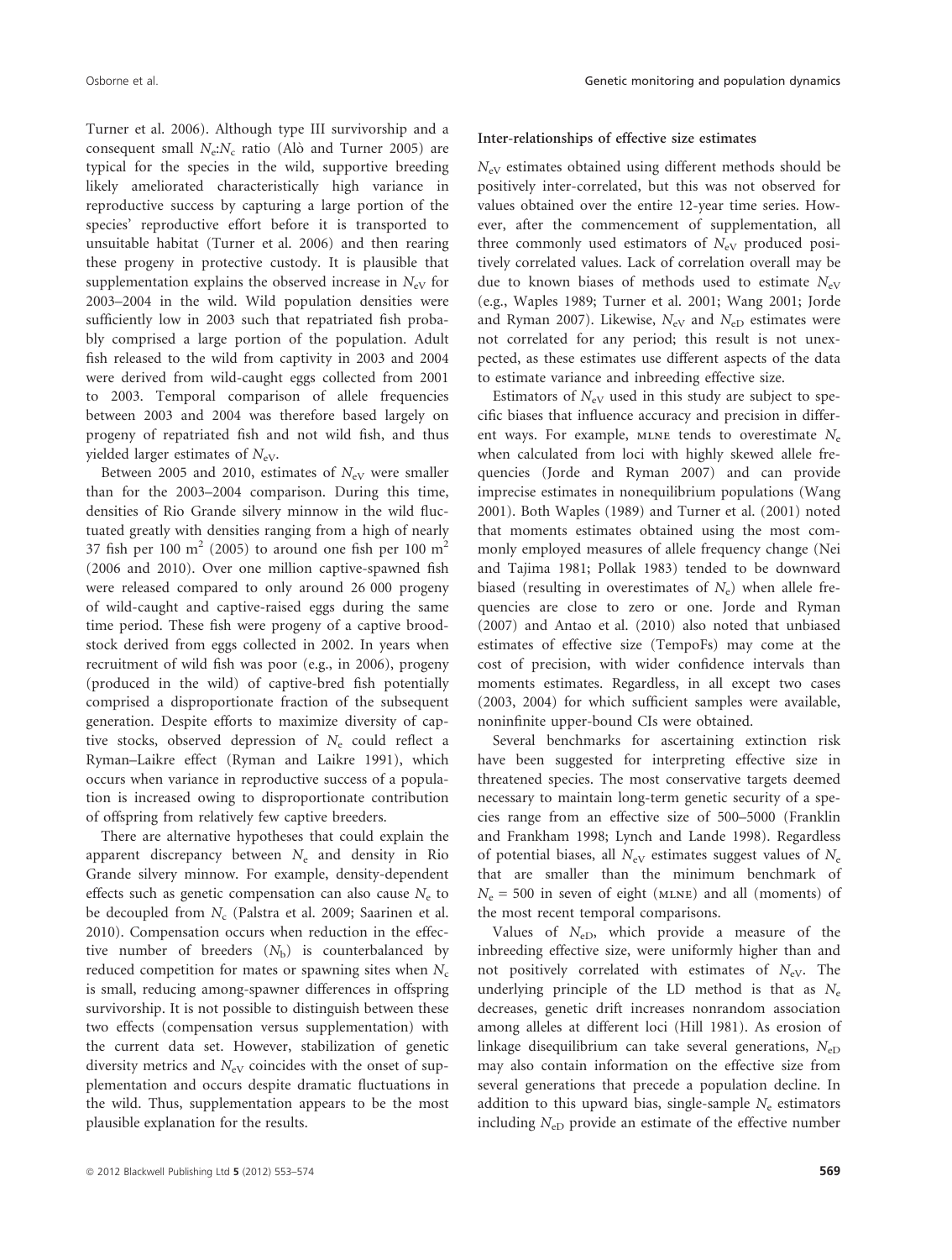Turner et al. 2006). Although type III survivorship and a consequent small $N_e$:$N_c$ ratio (Alò and Turner 2005) are typical for the species in the wild, supportive breeding likely ameliorated characteristically high variance in reproductive success by capturing a large portion of the species' reproductive effort before it is transported to unsuitable habitat (Turner et al. 2006) and then rearing these progeny in protective custody. It is plausible that supplementation explains the observed increase in $N_{eV}$ for 2003–2004 in the wild. Wild population densities were sufficiently low in 2003 such that repatriated fish probably comprised a large portion of the population. Adult fish released to the wild from captivity in 2003 and 2004 were derived from wild-caught eggs collected from 2001 to 2003. Temporal comparison of allele frequencies between 2003 and 2004 was therefore based largely on progeny of repatriated fish and not wild fish, and thus yielded larger estimates of $N_{eV}$.

Between 2005 and 2010, estimates of $N_{eV}$ were smaller than for the 2003–2004 comparison. During this time, densities of Rio Grande silvery minnow in the wild fluctuated greatly with densities ranging from a high of nearly 37 fish per 100 $m^2$ (2005) to around one fish per 100 $m^2$ (2006 and 2010). Over one million captive-spawned fish were released compared to only around 26 000 progeny of wild-caught and captive-raised eggs during the same time period. These fish were progeny of a captive broodstock derived from eggs collected in 2002. In years when recruitment of wild fish was poor (e.g., in 2006), progeny (produced in the wild) of captive-bred fish potentially comprised a disproportionate fraction of the subsequent generation. Despite efforts to maximize diversity of captive stocks, observed depression of $N_e$ could reflect a Ryman–Laikre effect (Ryman and Laikre 1991), which occurs when variance in reproductive success of a population is increased owing to disproportionate contribution of offspring from relatively few captive breeders.

There are alternative hypotheses that could explain the apparent discrepancy between $N_e$ and density in Rio Grande silvery minnow. For example, density-dependent effects such as genetic compensation can also cause $N_e$ to be decoupled from $N_c$ (Palstra et al. 2009; Saarinen et al. 2010). Compensation occurs when reduction in the effective number of breeders ($N_b$) is counterbalanced by reduced competition for mates or spawning sites when $N_c$ is small, reducing among-spawner differences in offspring survivorship. It is not possible to distinguish between these two effects (compensation versus supplementation) with the current data set. However, stabilization of genetic diversity metrics and $N_{eV}$ coincides with the onset of supplementation and occurs despite dramatic fluctuations in the wild. Thus, supplementation appears to be the most plausible explanation for the results.

#### Inter-relationships of effective size estimates

$N_{eV}$ estimates obtained using different methods should be positively inter-correlated, but this was not observed for values obtained over the entire 12-year time series. However, after the commencement of supplementation, all three commonly used estimators of $N_{eV}$ produced positively correlated values. Lack of correlation overall may be due to known biases of methods used to estimate $N_{eV}$ (e.g., Waples 1989; Turner et al. 2001; Wang 2001; Jorde and Ryman 2007). Likewise, $N_{eV}$ and $N_{eD}$ estimates were not correlated for any period; this result is not unexpected, as these estimates use different aspects of the data to estimate variance and inbreeding effective size.

Estimators of $N_{eV}$ used in this study are subject to specific biases that influence accuracy and precision in different ways. For example, MLNE tends to overestimate $N_e$ when calculated from loci with highly skewed allele frequencies (Jorde and Ryman 2007) and can provide imprecise estimates in nonequilibrium populations (Wang 2001). Both Waples (1989) and Turner et al. (2001) noted that moments estimates obtained using the most commonly employed measures of allele frequency change (Nei and Tajima 1981; Pollak 1983) tended to be downward biased (resulting in overestimates of $N_e$) when allele frequencies are close to zero or one. Jorde and Ryman (2007) and Antao et al. (2010) also noted that unbiased estimates of effective size (TempoFs) may come at the cost of precision, with wider confidence intervals than moments estimates. Regardless, in all except two cases (2003, 2004) for which sufficient samples were available, noninfinite upper-bound CIs were obtained.

Several benchmarks for ascertaining extinction risk have been suggested for interpreting effective size in threatened species. The most conservative targets deemed necessary to maintain long-term genetic security of a species range from an effective size of 500–5000 (Franklin and Frankham 1998; Lynch and Lande 1998). Regardless of potential biases, all $N_{eV}$ estimates suggest values of $N_e$ that are smaller than the minimum benchmark of $N_e = 500$ in seven of eight (MLNE) and all (moments) of the most recent temporal comparisons.

Values of $N_{eD}$, which provide a measure of the inbreeding effective size, were uniformly higher than and not positively correlated with estimates of $N_{eV}$. The underlying principle of the LD method is that as $N_e$ decreases, genetic drift increases nonrandom association among alleles at different loci (Hill 1981). As erosion of linkage disequilibrium can take several generations, $N_{eD}$ may also contain information on the effective size from several generations that precede a population decline. In addition to this upward bias, single-sample $N_e$ estimators including $N_{eD}$ provide an estimate of the effective number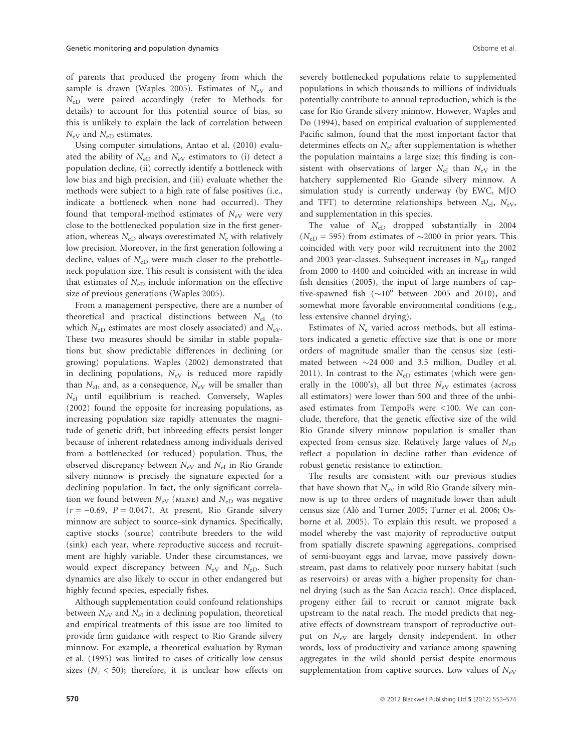of parents that produced the progeny from which the sample is drawn (Waples 2005). Estimates of $N_{eV}$ and $N_{eD}$ were paired accordingly (refer to Methods for details) to account for this potential source of bias, so this is unlikely to explain the lack of correlation between $N_{eV}$ and $N_{eD}$ estimates.

Using computer simulations, Antao et al. (2010) evaluated the ability of $N_{eD}$ and $N_{eV}$ estimators to (i) detect a population decline, (ii) correctly identify a bottleneck with low bias and high precision, and (iii) evaluate whether the methods were subject to a high rate of false positives (i.e., indicate a bottleneck when none had occurred). They found that temporal-method estimates of $N_{eV}$ were very close to the bottlenecked population size in the first generation, whereas $N_{eD}$ always overestimated $N_e$ with relatively low precision. Moreover, in the first generation following a decline, values of $N_{eD}$ were much closer to the prebottleneck population size. This result is consistent with the idea that estimates of $N_{eD}$ include information on the effective size of previous generations (Waples 2005).

From a management perspective, there are a number of theoretical and practical distinctions between $N_{eI}$ (to which $N_{eD}$ estimates are most closely associated) and $N_{eV}$. These two measures should be similar in stable populations but show predictable differences in declining (or growing) populations. Waples (2002) demonstrated that in declining populations, $N_{eV}$ is reduced more rapidly than $N_{eI}$, and, as a consequence, $N_{eV}$ will be smaller than $N_{eI}$ until equilibrium is reached. Conversely, Waples (2002) found the opposite for increasing populations, as increasing population size rapidly attenuates the magnitude of genetic drift, but inbreeding effects persist longer because of inherent relatedness among individuals derived from a bottlenecked (or reduced) population. Thus, the observed discrepancy between $N_{eV}$ and $N_{eI}$ in Rio Grande silvery minnow is precisely the signature expected for a declining population. In fact, the only significant correlation we found between $N_{eV}$ (MLNE) and $N_{eD}$ was negative ($r = -0.69$, $P = 0.047$). At present, Rio Grande silvery minnow are subject to source–sink dynamics. Specifically, captive stocks (source) contribute breeders to the wild (sink) each year, where reproductive success and recruitment are highly variable. Under these circumstances, we would expect discrepancy between $N_{eV}$ and $N_{eD}$. Such dynamics are also likely to occur in other endangered but highly fecund species, especially fishes.

Although supplementation could confound relationships between $N_{eV}$ and $N_{eI}$ in a declining population, theoretical and empirical treatments of this issue are too limited to provide firm guidance with respect to Rio Grande silvery minnow. For example, a theoretical evaluation by Ryman et al. (1995) was limited to cases of critically low census sizes ($N_c < 50$); therefore, it is unclear how effects on severely bottlenecked populations relate to supplemented populations in which thousands to millions of individuals potentially contribute to annual reproduction, which is the case for Rio Grande silvery minnow. However, Waples and Do (1994), based on empirical evaluation of supplemented Pacific salmon, found that the most important factor that determines effects on $N_{eI}$ after supplementation is whether the population maintains a large size; this finding is consistent with observations of larger $N_{eI}$ than $N_{eV}$ in the hatchery supplemented Rio Grande silvery minnow. A simulation study is currently underway (by EWC, MJO and TFT) to determine relationships between $N_{eI}$, $N_{eV}$, and supplementation in this species.

The value of $N_{eD}$ dropped substantially in 2004 ($N_{eD} = 595$) from estimates of ~2000 in prior years. This coincided with very poor wild recruitment into the 2002 and 2003 year-classes. Subsequent increases in $N_{eD}$ ranged from 2000 to 4400 and coincided with an increase in wild fish densities (2005), the input of large numbers of captive-spawned fish (~$10^6$ between 2005 and 2010), and somewhat more favorable environmental conditions (e.g., less extensive channel drying).

Estimates of $N_e$ varied across methods, but all estimators indicated a genetic effective size that is one or more orders of magnitude smaller than the census size (estimated between ~24 000 and 3.5 million, Dudley et al. 2011). In contrast to the $N_{eD}$ estimates (which were generally in the 1000's), all but three $N_{eV}$ estimates (across all estimators) were lower than 500 and three of the unbiased estimates from TempoFs were <100. We can conclude, therefore, that the genetic effective size of the wild Rio Grande silvery minnow population is smaller than expected from census size. Relatively large values of $N_{eD}$ reflect a population in decline rather than evidence of robust genetic resistance to extinction.

The results are consistent with our previous studies that have shown that $N_{eV}$ in wild Rio Grande silvery minnow is up to three orders of magnitude lower than adult census size (Alò and Turner 2005; Turner et al. 2006; Osborne et al. 2005). To explain this result, we proposed a model whereby the vast majority of reproductive output from spatially discrete spawning aggregations, comprised of semi-buoyant eggs and larvae, move passively downstream, past dams to relatively poor nursery habitat (such as reservoirs) or areas with a higher propensity for channel drying (such as the San Acacia reach). Once displaced, progeny either fail to recruit or cannot migrate back upstream to the natal reach. The model predicts that negative effects of downstream transport of reproductive output on $N_{eV}$ are largely density independent. In other words, loss of productivity and variance among spawning aggregates in the wild should persist despite enormous supplementation from captive sources. Low values of $N_{eV}$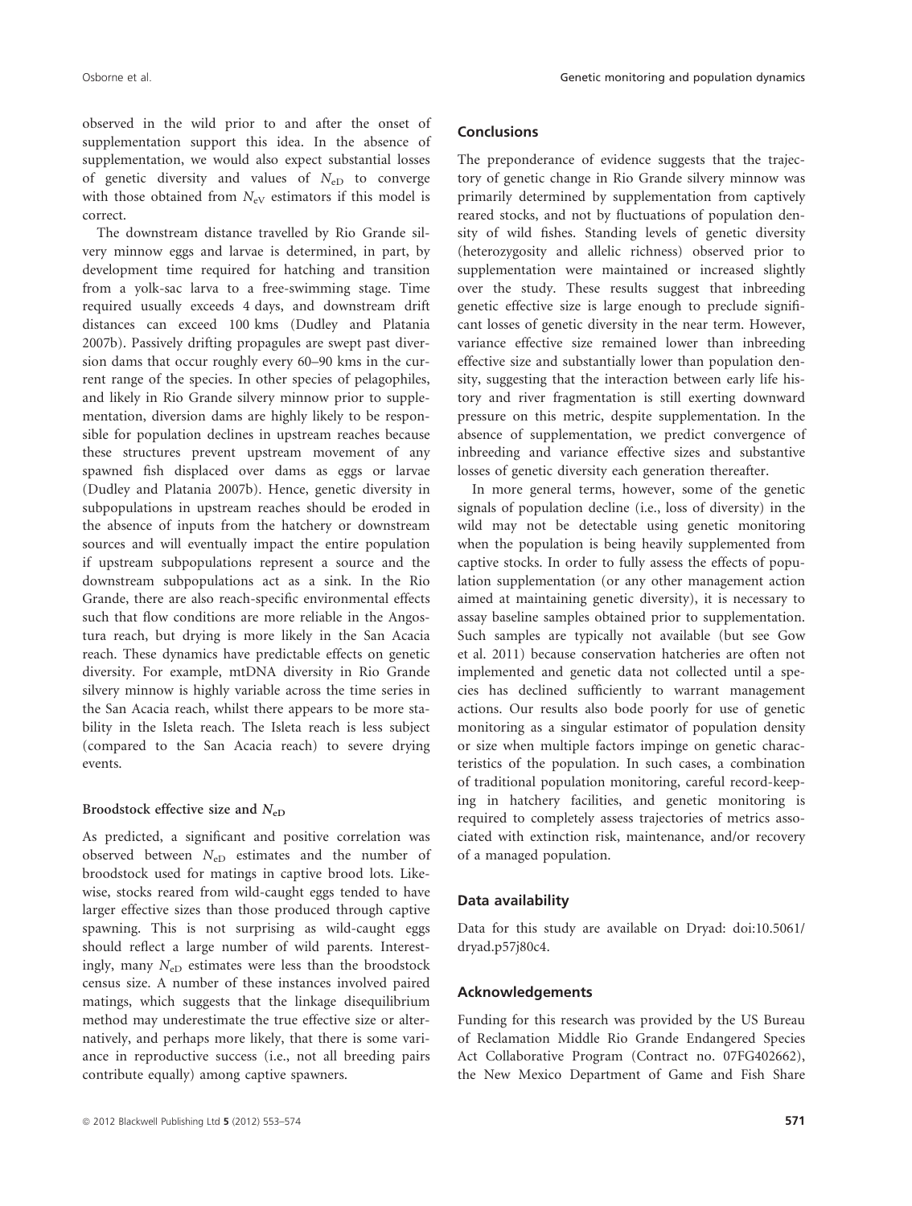observed in the wild prior to and after the onset of supplementation support this idea. In the absence of supplementation, we would also expect substantial losses of genetic diversity and values of $N_{eD}$ to converge with those obtained from $N_{eV}$ estimators if this model is correct.

The downstream distance travelled by Rio Grande silvery minnow eggs and larvae is determined, in part, by development time required for hatching and transition from a yolk-sac larva to a free-swimming stage. Time required usually exceeds 4 days, and downstream drift distances can exceed 100 kms (Dudley and Platania 2007b). Passively drifting propagules are swept past diversion dams that occur roughly every 60–90 kms in the current range of the species. In other species of pelagophiles, and likely in Rio Grande silvery minnow prior to supplementation, diversion dams are highly likely to be responsible for population declines in upstream reaches because these structures prevent upstream movement of any spawned fish displaced over dams as eggs or larvae (Dudley and Platania 2007b). Hence, genetic diversity in subpopulations in upstream reaches should be eroded in the absence of inputs from the hatchery or downstream sources and will eventually impact the entire population if upstream subpopulations represent a source and the downstream subpopulations act as a sink. In the Rio Grande, there are also reach-specific environmental effects such that flow conditions are more reliable in the Angostura reach, but drying is more likely in the San Acacia reach. These dynamics have predictable effects on genetic diversity. For example, mtDNA diversity in Rio Grande silvery minnow is highly variable across the time series in the San Acacia reach, whilst there appears to be more stability in the Isleta reach. The Isleta reach is less subject (compared to the San Acacia reach) to severe drying events.

### Broodstock effective size and $N_{eD}$

As predicted, a significant and positive correlation was observed between $N_{eD}$ estimates and the number of broodstock used for matings in captive brood lots. Likewise, stocks reared from wild-caught eggs tended to have larger effective sizes than those produced through captive spawning. This is not surprising as wild-caught eggs should reflect a large number of wild parents. Interestingly, many $N_{eD}$ estimates were less than the broodstock census size. A number of these instances involved paired matings, which suggests that the linkage disequilibrium method may underestimate the true effective size or alternatively, and perhaps more likely, that there is some variance in reproductive success (i.e., not all breeding pairs contribute equally) among captive spawners.

## Conclusions

The preponderance of evidence suggests that the trajectory of genetic change in Rio Grande silvery minnow was primarily determined by supplementation from captively reared stocks, and not by fluctuations of population density of wild fishes. Standing levels of genetic diversity (heterozygosity and allelic richness) observed prior to supplementation were maintained or increased slightly over the study. These results suggest that inbreeding genetic effective size is large enough to preclude significant losses of genetic diversity in the near term. However, variance effective size remained lower than inbreeding effective size and substantially lower than population density, suggesting that the interaction between early life history and river fragmentation is still exerting downward pressure on this metric, despite supplementation. In the absence of supplementation, we predict convergence of inbreeding and variance effective sizes and substantive losses of genetic diversity each generation thereafter.

In more general terms, however, some of the genetic signals of population decline (i.e., loss of diversity) in the wild may not be detectable using genetic monitoring when the population is being heavily supplemented from captive stocks. In order to fully assess the effects of population supplementation (or any other management action aimed at maintaining genetic diversity), it is necessary to assay baseline samples obtained prior to supplementation. Such samples are typically not available (but see Gow et al. 2011) because conservation hatcheries are often not implemented and genetic data not collected until a species has declined sufficiently to warrant management actions. Our results also bode poorly for use of genetic monitoring as a singular estimator of population density or size when multiple factors impinge on genetic characteristics of the population. In such cases, a combination of traditional population monitoring, careful record-keeping in hatchery facilities, and genetic monitoring is required to completely assess trajectories of metrics associated with extinction risk, maintenance, and/or recovery of a managed population.

## Data availability

Data for this study are available on Dryad: doi:10.5061/dryad.p57j80c4.

## Acknowledgements

Funding for this research was provided by the US Bureau of Reclamation Middle Rio Grande Endangered Species Act Collaborative Program (Contract no. 07FG402662), the New Mexico Department of Game and Fish Share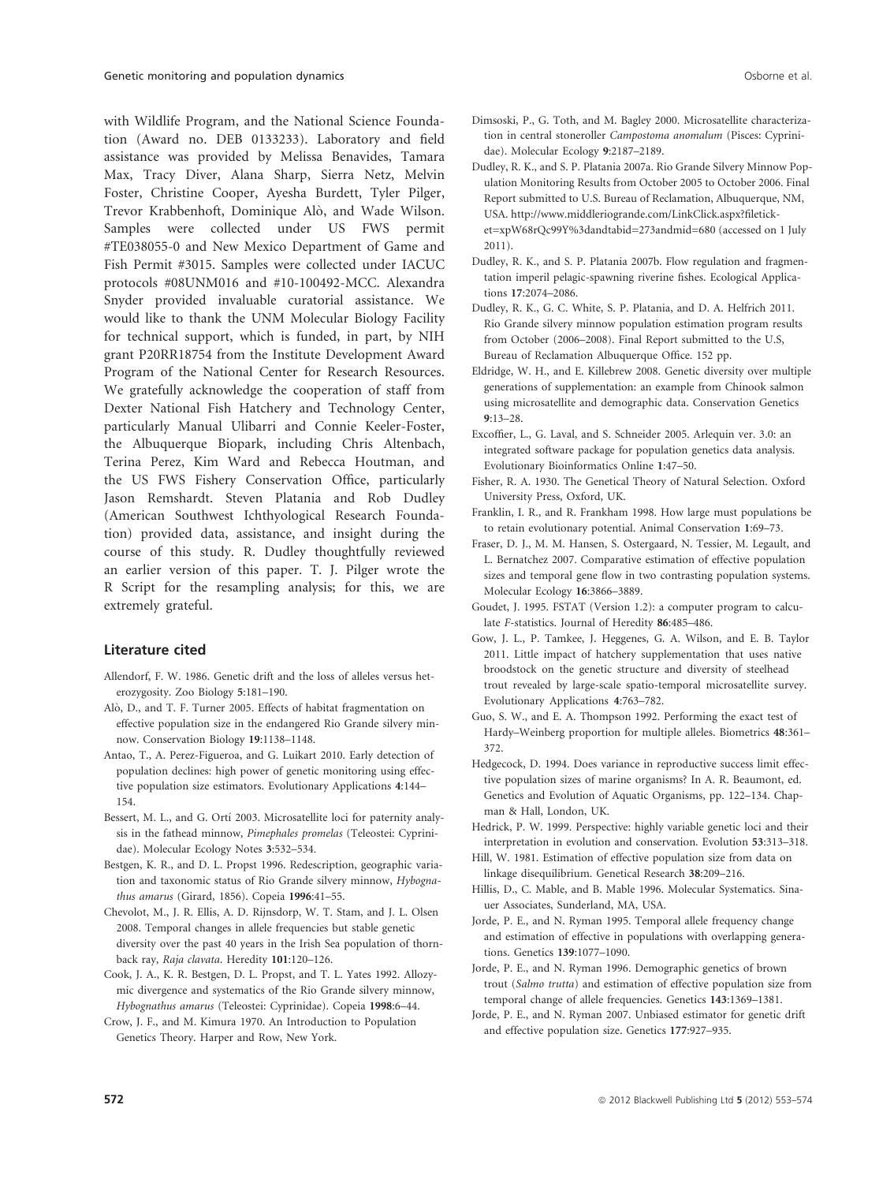with Wildlife Program, and the National Science Foundation (Award no. DEB 0133233). Laboratory and field assistance was provided by Melissa Benavides, Tamara Max, Tracy Diver, Alana Sharp, Sierra Netz, Melvin Foster, Christine Cooper, Ayesha Burdett, Tyler Pilger, Trevor Krabbenhoft, Dominique Alò, and Wade Wilson. Samples were collected under US FWS permit #TE038055-0 and New Mexico Department of Game and Fish Permit #3015. Samples were collected under IACUC protocols #08UNM016 and #10-100492-MCC. Alexandra Snyder provided invaluable curatorial assistance. We would like to thank the UNM Molecular Biology Facility for technical support, which is funded, in part, by NIH grant P20RR18754 from the Institute Development Award Program of the National Center for Research Resources. We gratefully acknowledge the cooperation of staff from Dexter National Fish Hatchery and Technology Center, particularly Manual Ulibarri and Connie Keeler-Foster, the Albuquerque Biopark, including Chris Altenbach, Terina Perez, Kim Ward and Rebecca Houtman, and the US FWS Fishery Conservation Office, particularly Jason Remshardt. Steven Platania and Rob Dudley (American Southwest Ichthyological Research Foundation) provided data, assistance, and insight during the course of this study. R. Dudley thoughtfully reviewed an earlier version of this paper. T. J. Pilger wrote the R Script for the resampling analysis; for this, we are extremely grateful.

## Literature cited

Allendorf, F. W. 1986. Genetic drift and the loss of alleles versus heterozygosity. Zoo Biology **5**:181–190.

Alò, D., and T. F. Turner 2005. Effects of habitat fragmentation on effective population size in the endangered Rio Grande silvery minnow. Conservation Biology **19**:1138–1148.

Antao, T., A. Perez-Figueroa, and G. Luikart 2010. Early detection of population declines: high power of genetic monitoring using effective population size estimators. Evolutionary Applications **4**:144–154.

Bessert, M. L., and G. Ortí 2003. Microsatellite loci for paternity analysis in the fathead minnow, *Pimephales promelas* (Teleostei: Cyprinidae). Molecular Ecology Notes **3**:532–534.

Bestgen, K. R., and D. L. Propst 1996. Redescription, geographic variation and taxonomic status of Rio Grande silvery minnow, *Hybognathus amarus* (Girard, 1856). Copeia **1996**:41–55.

Chevolot, M., J. R. Ellis, A. D. Rijnsdorp, W. T. Stam, and J. L. Olsen 2008. Temporal changes in allele frequencies but stable genetic diversity over the past 40 years in the Irish Sea population of thornback ray, *Raja clavata*. Heredity **101**:120–126.

Cook, J. A., K. R. Bestgen, D. L. Propst, and T. L. Yates 1992. Allozymic divergence and systematics of the Rio Grande silvery minnow, *Hybognathus amarus* (Teleostei: Cyprinidae). Copeia **1998**:6–44.

Crow, J. F., and M. Kimura 1970. An Introduction to Population Genetics Theory. Harper and Row, New York.

Dimsoski, P., G. Toth, and M. Bagley 2000. Microsatellite characterization in central stoneroller *Campostoma anomalum* (Pisces: Cyprinidae). Molecular Ecology **9**:2187–2189.

Dudley, R. K., and S. P. Platania 2007a. Rio Grande Silvery Minnow Population Monitoring Results from October 2005 to October 2006. Final Report submitted to U.S. Bureau of Reclamation, Albuquerque, NM, USA. http://www.middleriogrande.com/LinkClick.aspx?fileticket=xpW68rQc99Y%3dandtabid=273andmid=680 (accessed on 1 July 2011).

Dudley, R. K., and S. P. Platania 2007b. Flow regulation and fragmentation imperil pelagic-spawning riverine fishes. Ecological Applications **17**:2074–2086.

Dudley, R. K., G. C. White, S. P. Platania, and D. A. Helfrich 2011. Rio Grande silvery minnow population estimation program results from October (2006–2008). Final Report submitted to the U.S, Bureau of Reclamation Albuquerque Office. 152 pp.

Eldridge, W. H., and E. Killebrew 2008. Genetic diversity over multiple generations of supplementation: an example from Chinook salmon using microsatellite and demographic data. Conservation Genetics **9**:13–28.

Excoffier, L., G. Laval, and S. Schneider 2005. Arlequin ver. 3.0: an integrated software package for population genetics data analysis. Evolutionary Bioinformatics Online **1**:47–50.

Fisher, R. A. 1930. The Genetical Theory of Natural Selection. Oxford University Press, Oxford, UK.

Franklin, I. R., and R. Frankham 1998. How large must populations be to retain evolutionary potential. Animal Conservation **1**:69–73.

Fraser, D. J., M. M. Hansen, S. Ostergaard, N. Tessier, M. Legault, and L. Bernatchez 2007. Comparative estimation of effective population sizes and temporal gene flow in two contrasting population systems. Molecular Ecology **16**:3866–3889.

Goudet, J. 1995. FSTAT (Version 1.2): a computer program to calculate *F*-statistics. Journal of Heredity **86**:485–486.

Gow, J. L., P. Tamkee, J. Heggenes, G. A. Wilson, and E. B. Taylor 2011. Little impact of hatchery supplementation that uses native broodstock on the genetic structure and diversity of steelhead trout revealed by large-scale spatio-temporal microsatellite survey. Evolutionary Applications **4**:763–782.

Guo, S. W., and E. A. Thompson 1992. Performing the exact test of Hardy–Weinberg proportion for multiple alleles. Biometrics **48**:361–372.

Hedgecock, D. 1994. Does variance in reproductive success limit effective population sizes of marine organisms? In A. R. Beaumont, ed. Genetics and Evolution of Aquatic Organisms, pp. 122–134. Chapman & Hall, London, UK.

Hedrick, P. W. 1999. Perspective: highly variable genetic loci and their interpretation in evolution and conservation. Evolution **53**:313–318.

Hill, W. 1981. Estimation of effective population size from data on linkage disequilibrium. Genetical Research **38**:209–216.

Hillis, D., C. Mable, and B. Mable 1996. Molecular Systematics. Sinauer Associates, Sunderland, MA, USA.

Jorde, P. E., and N. Ryman 1995. Temporal allele frequency change and estimation of effective in populations with overlapping generations. Genetics **139**:1077–1090.

Jorde, P. E., and N. Ryman 1996. Demographic genetics of brown trout (*Salmo trutta*) and estimation of effective population size from temporal change of allele frequencies. Genetics **143**:1369–1381.

Jorde, P. E., and N. Ryman 2007. Unbiased estimator for genetic drift and effective population size. Genetics **177**:927–935.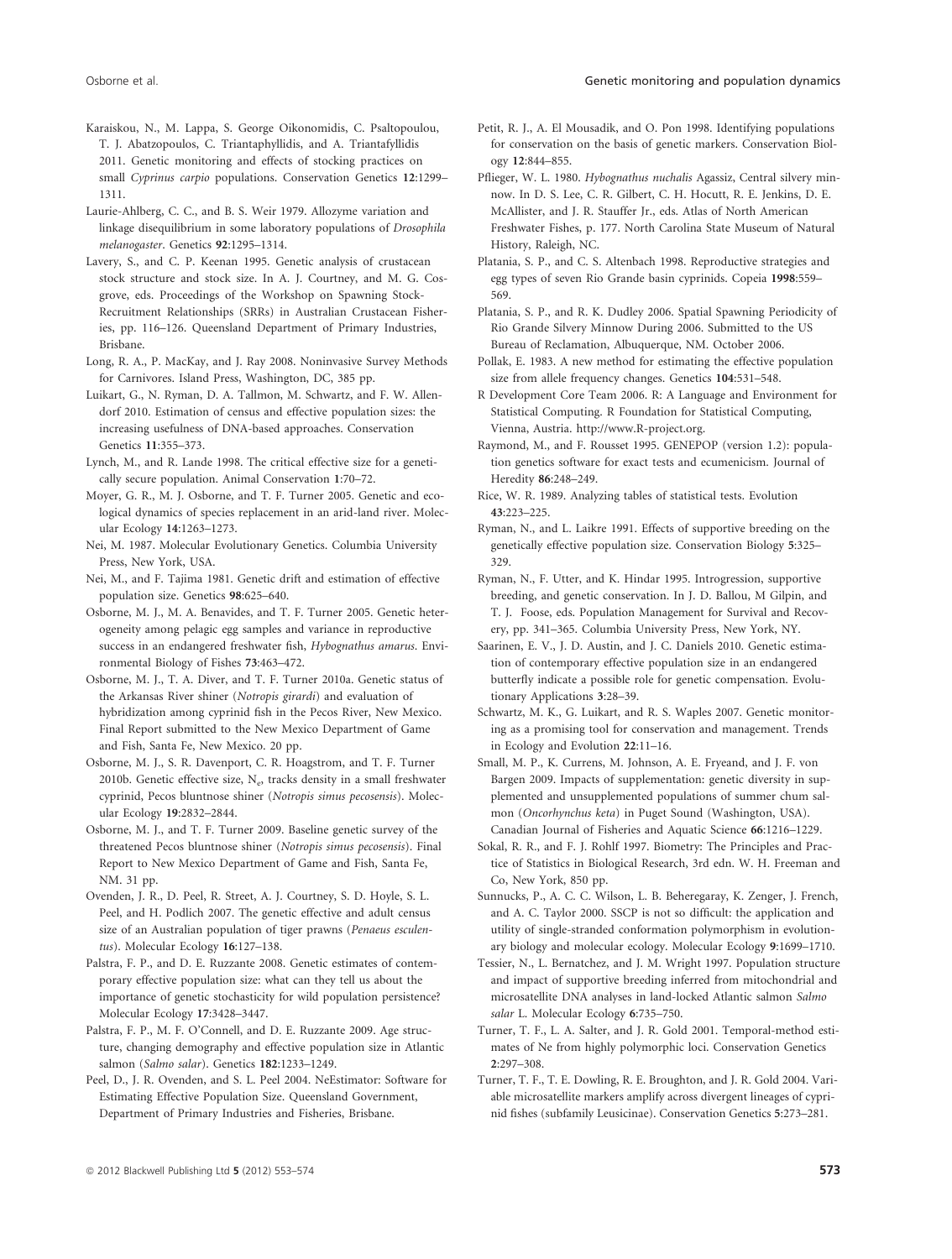Karaiskou, N., M. Lappa, S. George Oikonomidis, C. Psaltopoulou, T. J. Abatzopoulos, C. Triantaphyllidis, and A. Triantafyllidis 2011. Genetic monitoring and effects of stocking practices on small *Cyprinus carpio* populations. Conservation Genetics **12**:1299–1311.

Laurie-Ahlberg, C. C., and B. S. Weir 1979. Allozyme variation and linkage disequilibrium in some laboratory populations of *Drosophila melanogaster*. Genetics **92**:1295–1314.

Lavery, S., and C. P. Keenan 1995. Genetic analysis of crustacean stock structure and stock size. In A. J. Courtney, and M. G. Cosgrove, eds. Proceedings of the Workshop on Spawning Stock-Recruitment Relationships (SRRs) in Australian Crustacean Fisheries, pp. 116–126. Queensland Department of Primary Industries, Brisbane.

Long, R. A., P. MacKay, and J. Ray 2008. Noninvasive Survey Methods for Carnivores. Island Press, Washington, DC, 385 pp.

Luikart, G., N. Ryman, D. A. Tallmon, M. Schwartz, and F. W. Allendorf 2010. Estimation of census and effective population sizes: the increasing usefulness of DNA-based approaches. Conservation Genetics **11**:355–373.

Lynch, M., and R. Lande 1998. The critical effective size for a genetically secure population. Animal Conservation **1**:70–72.

Moyer, G. R., M. J. Osborne, and T. F. Turner 2005. Genetic and ecological dynamics of species replacement in an arid-land river. Molecular Ecology **14**:1263–1273.

Nei, M. 1987. Molecular Evolutionary Genetics. Columbia University Press, New York, USA.

Nei, M., and F. Tajima 1981. Genetic drift and estimation of effective population size. Genetics **98**:625–640.

Osborne, M. J., M. A. Benavides, and T. F. Turner 2005. Genetic heterogeneity among pelagic egg samples and variance in reproductive success in an endangered freshwater fish, *Hybognathus amarus*. Environmental Biology of Fishes **73**:463–472.

Osborne, M. J., T. A. Diver, and T. F. Turner 2010a. Genetic status of the Arkansas River shiner (*Notropis girardi*) and evaluation of hybridization among cyprinid fish in the Pecos River, New Mexico. Final Report submitted to the New Mexico Department of Game and Fish, Santa Fe, New Mexico. 20 pp.

Osborne, M. J., S. R. Davenport, C. R. Hoagstrom, and T. F. Turner 2010b. Genetic effective size, $N_e$, tracks density in a small freshwater cyprinid, Pecos bluntnose shiner (*Notropis simus pecosensis*). Molecular Ecology **19**:2832–2844.

Osborne, M. J., and T. F. Turner 2009. Baseline genetic survey of the threatened Pecos bluntnose shiner (*Notropis simus pecosensis*). Final Report to New Mexico Department of Game and Fish, Santa Fe, NM. 31 pp.

Ovenden, J. R., D. Peel, R. Street, A. J. Courtney, S. D. Hoyle, S. L. Peel, and H. Podlich 2007. The genetic effective and adult census size of an Australian population of tiger prawns (*Penaeus esculentus*). Molecular Ecology **16**:127–138.

Palstra, F. P., and D. E. Ruzzante 2008. Genetic estimates of contemporary effective population size: what can they tell us about the importance of genetic stochasticity for wild population persistence? Molecular Ecology **17**:3428–3447.

Palstra, F. P., M. F. O'Connell, and D. E. Ruzzante 2009. Age structure, changing demography and effective population size in Atlantic salmon (*Salmo salar*). Genetics **182**:1233–1249.

Peel, D., J. R. Ovenden, and S. L. Peel 2004. NeEstimator: Software for Estimating Effective Population Size. Queensland Government, Department of Primary Industries and Fisheries, Brisbane.

Petit, R. J., A. El Mousadik, and O. Pon 1998. Identifying populations for conservation on the basis of genetic markers. Conservation Biology **12**:844–855.

Pflieger, W. L. 1980. *Hybognathus nuchalis* Agassiz, Central silvery minnow. In D. S. Lee, C. R. Gilbert, C. H. Hocutt, R. E. Jenkins, D. E. McAllister, and J. R. Stauffer Jr., eds. Atlas of North American Freshwater Fishes, p. 177. North Carolina State Museum of Natural History, Raleigh, NC.

Platania, S. P., and C. S. Altenbach 1998. Reproductive strategies and egg types of seven Rio Grande basin cyprinids. Copeia **1998**:559–569.

Platania, S. P., and R. K. Dudley 2006. Spatial Spawning Periodicity of Rio Grande Silvery Minnow During 2006. Submitted to the US Bureau of Reclamation, Albuquerque, NM. October 2006.

Pollak, E. 1983. A new method for estimating the effective population size from allele frequency changes. Genetics **104**:531–548.

R Development Core Team 2006. R: A Language and Environment for Statistical Computing. R Foundation for Statistical Computing, Vienna, Austria. http://www.R-project.org.

Raymond, M., and F. Rousset 1995. GENEPOP (version 1.2): population genetics software for exact tests and ecumenicism. Journal of Heredity **86**:248–249.

Rice, W. R. 1989. Analyzing tables of statistical tests. Evolution **43**:223–225.

Ryman, N., and L. Laikre 1991. Effects of supportive breeding on the genetically effective population size. Conservation Biology **5**:325–329.

Ryman, N., F. Utter, and K. Hindar 1995. Introgression, supportive breeding, and genetic conservation. In J. D. Ballou, M Gilpin, and T. J. Foose, eds. Population Management for Survival and Recovery, pp. 341–365. Columbia University Press, New York, NY.

Saarinen, E. V., J. D. Austin, and J. C. Daniels 2010. Genetic estimation of contemporary effective population size in an endangered butterfly indicate a possible role for genetic compensation. Evolutionary Applications **3**:28–39.

Schwartz, M. K., G. Luikart, and R. S. Waples 2007. Genetic monitoring as a promising tool for conservation and management. Trends in Ecology and Evolution **22**:11–16.

Small, M. P., K. Currens, M. Johnson, A. E. Fryeand, and J. F. von Bargen 2009. Impacts of supplementation: genetic diversity in supplemented and unsupplemented populations of summer chum salmon (*Oncorhynchus keta*) in Puget Sound (Washington, USA). Canadian Journal of Fisheries and Aquatic Science **66**:1216–1229.

Sokal, R. R., and F. J. Rohlf 1997. Biometry: The Principles and Practice of Statistics in Biological Research, 3rd edn. W. H. Freeman and Co, New York, 850 pp.

Sunnucks, P., A. C. C. Wilson, L. B. Beheregaray, K. Zenger, J. French, and A. C. Taylor 2000. SSCP is not so difficult: the application and utility of single-stranded conformation polymorphism in evolutionary biology and molecular ecology. Molecular Ecology **9**:1699–1710.

Tessier, N., L. Bernatchez, and J. M. Wright 1997. Population structure and impact of supportive breeding inferred from mitochondrial and microsatellite DNA analyses in land-locked Atlantic salmon *Salmo salar* L. Molecular Ecology **6**:735–750.

Turner, T. F., L. A. Salter, and J. R. Gold 2001. Temporal-method estimates of Ne from highly polymorphic loci. Conservation Genetics **2**:297–308.

Turner, T. F., T. E. Dowling, R. E. Broughton, and J. R. Gold 2004. Variable microsatellite markers amplify across divergent lineages of cyprinid fishes (subfamily Leusicinae). Conservation Genetics **5**:273–281.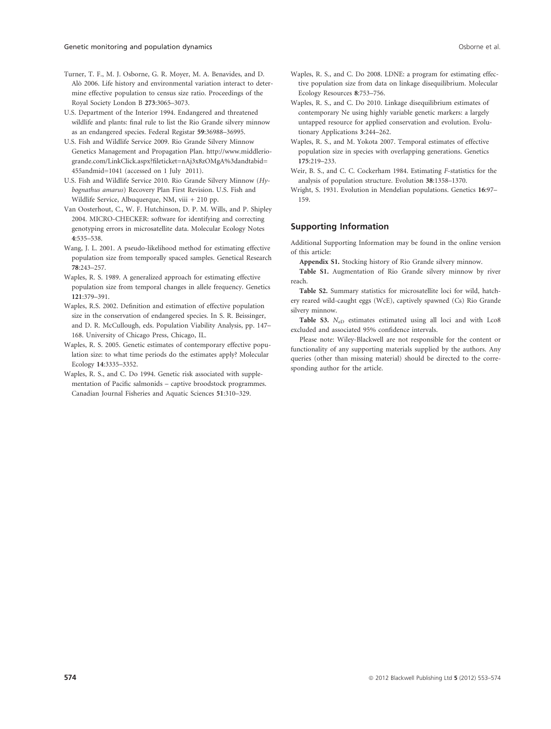Turner, T. F., M. J. Osborne, G. R. Moyer, M. A. Benavides, and D. Alò 2006. Life history and environmental variation interact to determine effective population to census size ratio. Proceedings of the Royal Society London B **273**:3065–3073.

U.S. Department of the Interior 1994. Endangered and threatened wildlife and plants: final rule to list the Rio Grande silvery minnow as an endangered species. Federal Registar **59**:36988–36995.

U.S. Fish and Wildlife Service 2009. Rio Grande Silvery Minnow Genetics Management and Propagation Plan. http://www.middleriogrande.com/LinkClick.aspx?fileticket=nAj3x8zOMgA%3dandtabid=455andmid=1041 (accessed on 1 July 2011).

U.S. Fish and Wildlife Service 2010. Rio Grande Silvery Minnow (*Hybognathus amarus*) Recovery Plan First Revision. U.S. Fish and Wildlife Service, Albuquerque, NM, viii + 210 pp.

Van Oosterhout, C., W. F. Hutchinson, D. P. M. Wills, and P. Shipley 2004. MICRO-CHECKER: software for identifying and correcting genotyping errors in microsatellite data. Molecular Ecology Notes **4**:535–538.

Wang, J. L. 2001. A pseudo-likelihood method for estimating effective population size from temporally spaced samples. Genetical Research **78**:243–257.

Waples, R. S. 1989. A generalized approach for estimating effective population size from temporal changes in allele frequency. Genetics **121**:379–391.

Waples, R.S. 2002. Definition and estimation of effective population size in the conservation of endangered species. In S. R. Beissinger, and D. R. McCullough, eds. Population Viability Analysis, pp. 147–168. University of Chicago Press, Chicago, IL.

Waples, R. S. 2005. Genetic estimates of contemporary effective population size: to what time periods do the estimates apply? Molecular Ecology **14**:3335–3352.

Waples, R. S., and C. Do 1994. Genetic risk associated with supplementation of Pacific salmonids – captive broodstock programmes. Canadian Journal Fisheries and Aquatic Sciences **51**:310–329.

Waples, R. S., and C. Do 2008. LDNE: a program for estimating effective population size from data on linkage disequilibrium. Molecular Ecology Resources **8**:753–756.

Waples, R. S., and C. Do 2010. Linkage disequilibrium estimates of contemporary Ne using highly variable genetic markers: a largely untapped resource for applied conservation and evolution. Evolutionary Applications **3**:244–262.

Waples, R. S., and M. Yokota 2007. Temporal estimates of effective population size in species with overlapping generations. Genetics **175**:219–233.

Weir, B. S., and C. C. Cockerham 1984. Estimating *F*-statistics for the analysis of population structure. Evolution **38**:1358–1370.

Wright, S. 1931. Evolution in Mendelian populations. Genetics **16**:97–159.

## Supporting Information

Additional Supporting Information may be found in the online version of this article:

**Appendix S1.** Stocking history of Rio Grande silvery minnow.

**Table S1.** Augmentation of Rio Grande silvery minnow by river reach.

**Table S2.** Summary statistics for microsatellite loci for wild, hatchery reared wild-caught eggs (WcE), captively spawned (Cs) Rio Grande silvery minnow.

**Table S3.** $N_{eD}$ estimates estimated using all loci and with Lco8 excluded and associated 95% confidence intervals.

Please note: Wiley-Blackwell are not responsible for the content or functionality of any supporting materials supplied by the authors. Any queries (other than missing material) should be directed to the corresponding author for the article.